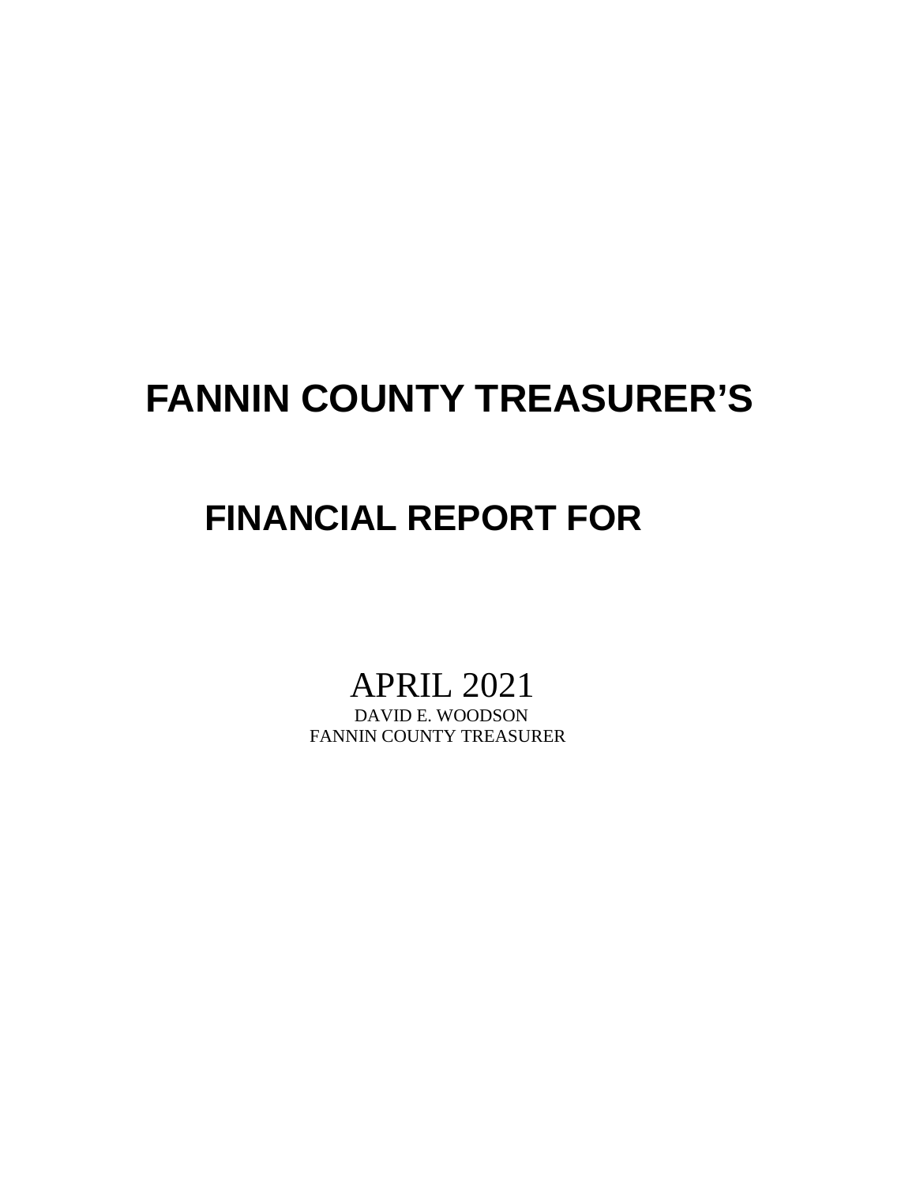# FANNIN COUNTY TREASURER'S

# FINANCIAL REPORT FOR

APRIL 2021

DAVID E. WOODSON

FANNIN COUNTY TREASURER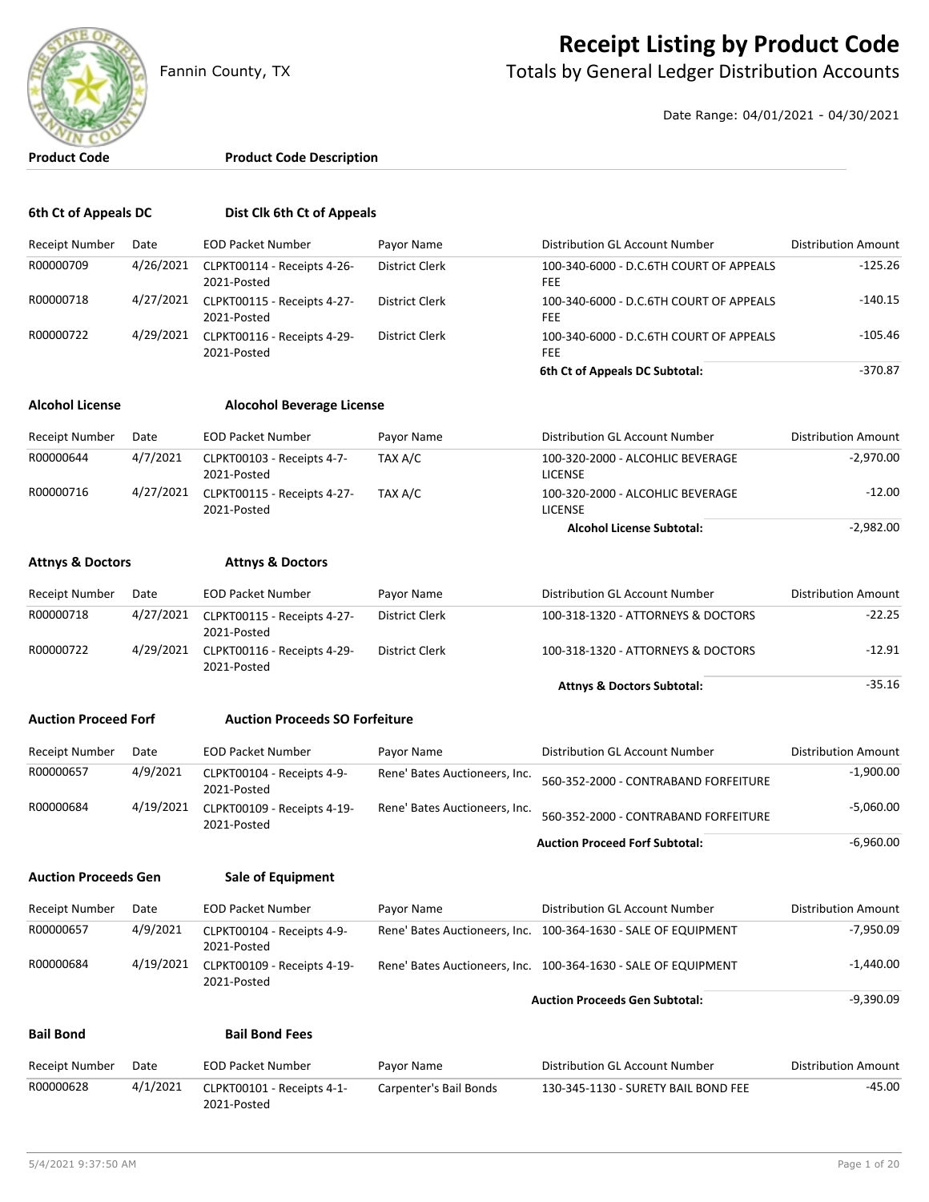# Receipt Listing by Product Code

Fannin County, TX

## Totals by General Ledger Distribution Accounts

Date Range: 04/01/2021 - 04/30/2021

| Product Code | Product Code Description |
|---|---|

### 6th Ct of Appeals DC — Dist Clk 6th Ct of Appeals

| Receipt Number | Date | EOD Packet Number | Payor Name | Distribution GL Account Number | Distribution Amount |
|---|---|---|---|---|---|
| R00000709 | 4/26/2021 | CLPKT00114 - Receipts 4-26-2021-Posted | District Clerk | 100-340-6000 - D.C.6TH COURT OF APPEALS FEE | -125.26 |
| R00000718 | 4/27/2021 | CLPKT00115 - Receipts 4-27-2021-Posted | District Clerk | 100-340-6000 - D.C.6TH COURT OF APPEALS FEE | -140.15 |
| R00000722 | 4/29/2021 | CLPKT00116 - Receipts 4-29-2021-Posted | District Clerk | 100-340-6000 - D.C.6TH COURT OF APPEALS FEE | -105.46 |
| | | | | **6th Ct of Appeals DC Subtotal:** | -370.87 |

### Alcohol License — Alocohol Beverage License

| Receipt Number | Date | EOD Packet Number | Payor Name | Distribution GL Account Number | Distribution Amount |
|---|---|---|---|---|---|
| R00000644 | 4/7/2021 | CLPKT00103 - Receipts 4-7-2021-Posted | TAX A/C | 100-320-2000 - ALCOHLIC BEVERAGE LICENSE | -2,970.00 |
| R00000716 | 4/27/2021 | CLPKT00115 - Receipts 4-27-2021-Posted | TAX A/C | 100-320-2000 - ALCOHLIC BEVERAGE LICENSE | -12.00 |
| | | | | **Alcohol License Subtotal:** | -2,982.00 |

### Attnys & Doctors — Attnys & Doctors

| Receipt Number | Date | EOD Packet Number | Payor Name | Distribution GL Account Number | Distribution Amount |
|---|---|---|---|---|---|
| R00000718 | 4/27/2021 | CLPKT00115 - Receipts 4-27-2021-Posted | District Clerk | 100-318-1320 - ATTORNEYS & DOCTORS | -22.25 |
| R00000722 | 4/29/2021 | CLPKT00116 - Receipts 4-29-2021-Posted | District Clerk | 100-318-1320 - ATTORNEYS & DOCTORS | -12.91 |
| | | | | **Attnys & Doctors Subtotal:** | -35.16 |

### Auction Proceed Forf — Auction Proceeds SO Forfeiture

| Receipt Number | Date | EOD Packet Number | Payor Name | Distribution GL Account Number | Distribution Amount |
|---|---|---|---|---|---|
| R00000657 | 4/9/2021 | CLPKT00104 - Receipts 4-9-2021-Posted | Rene' Bates Auctioneers, Inc. | 560-352-2000 - CONTRABAND FORFEITURE | -1,900.00 |
| R00000684 | 4/19/2021 | CLPKT00109 - Receipts 4-19-2021-Posted | Rene' Bates Auctioneers, Inc. | 560-352-2000 - CONTRABAND FORFEITURE | -5,060.00 |
| | | | | **Auction Proceed Forf Subtotal:** | -6,960.00 |

### Auction Proceeds Gen — Sale of Equipment

| Receipt Number | Date | EOD Packet Number | Payor Name | Distribution GL Account Number | Distribution Amount |
|---|---|---|---|---|---|
| R00000657 | 4/9/2021 | CLPKT00104 - Receipts 4-9-2021-Posted | Rene' Bates Auctioneers, Inc. | 100-364-1630 - SALE OF EQUIPMENT | -7,950.09 |
| R00000684 | 4/19/2021 | CLPKT00109 - Receipts 4-19-2021-Posted | Rene' Bates Auctioneers, Inc. | 100-364-1630 - SALE OF EQUIPMENT | -1,440.00 |
| | | | | **Auction Proceeds Gen Subtotal:** | -9,390.09 |

### Bail Bond — Bail Bond Fees

| Receipt Number | Date | EOD Packet Number | Payor Name | Distribution GL Account Number | Distribution Amount |
|---|---|---|---|---|---|
| R00000628 | 4/1/2021 | CLPKT00101 - Receipts 4-1-2021-Posted | Carpenter's Bail Bonds | 130-345-1130 - SURETY BAIL BOND FEE | -45.00 |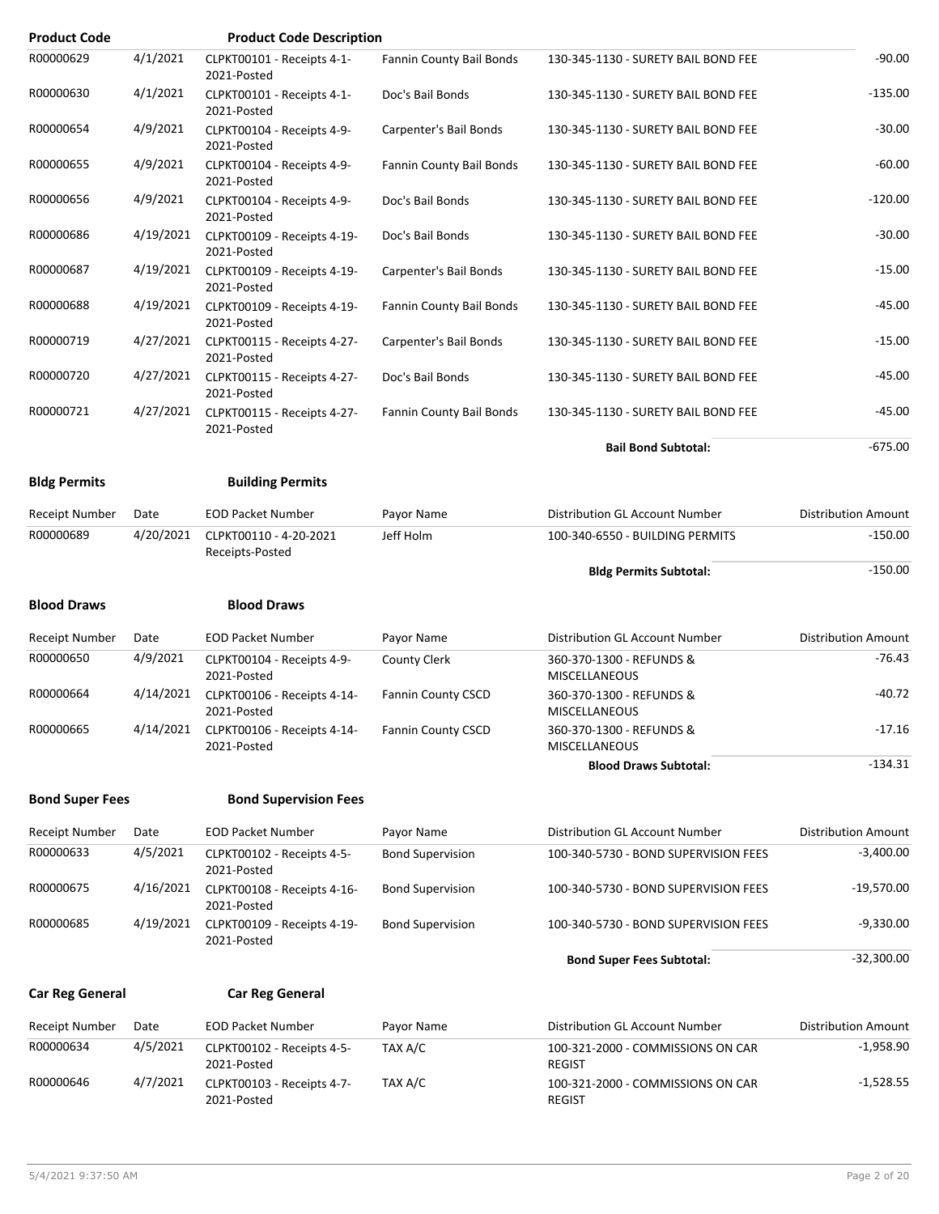| Product Code | | Product Code Description | | | |
|---|---|---|---|---|---|
| R00000629 | 4/1/2021 | CLPKT00101 - Receipts 4-1-2021-Posted | Fannin County Bail Bonds | 130-345-1130 - SURETY BAIL BOND FEE | -90.00 |
| R00000630 | 4/1/2021 | CLPKT00101 - Receipts 4-1-2021-Posted | Doc's Bail Bonds | 130-345-1130 - SURETY BAIL BOND FEE | -135.00 |
| R00000654 | 4/9/2021 | CLPKT00104 - Receipts 4-9-2021-Posted | Carpenter's Bail Bonds | 130-345-1130 - SURETY BAIL BOND FEE | -30.00 |
| R00000655 | 4/9/2021 | CLPKT00104 - Receipts 4-9-2021-Posted | Fannin County Bail Bonds | 130-345-1130 - SURETY BAIL BOND FEE | -60.00 |
| R00000656 | 4/9/2021 | CLPKT00104 - Receipts 4-9-2021-Posted | Doc's Bail Bonds | 130-345-1130 - SURETY BAIL BOND FEE | -120.00 |
| R00000686 | 4/19/2021 | CLPKT00109 - Receipts 4-19-2021-Posted | Doc's Bail Bonds | 130-345-1130 - SURETY BAIL BOND FEE | -30.00 |
| R00000687 | 4/19/2021 | CLPKT00109 - Receipts 4-19-2021-Posted | Carpenter's Bail Bonds | 130-345-1130 - SURETY BAIL BOND FEE | -15.00 |
| R00000688 | 4/19/2021 | CLPKT00109 - Receipts 4-19-2021-Posted | Fannin County Bail Bonds | 130-345-1130 - SURETY BAIL BOND FEE | -45.00 |
| R00000719 | 4/27/2021 | CLPKT00115 - Receipts 4-27-2021-Posted | Carpenter's Bail Bonds | 130-345-1130 - SURETY BAIL BOND FEE | -15.00 |
| R00000720 | 4/27/2021 | CLPKT00115 - Receipts 4-27-2021-Posted | Doc's Bail Bonds | 130-345-1130 - SURETY BAIL BOND FEE | -45.00 |
| R00000721 | 4/27/2021 | CLPKT00115 - Receipts 4-27-2021-Posted | Fannin County Bail Bonds | 130-345-1130 - SURETY BAIL BOND FEE | -45.00 |
| | | | | **Bail Bond Subtotal:** | -675.00 |

**Bldg Permits** **Building Permits**

| Receipt Number | Date | EOD Packet Number | Payor Name | Distribution GL Account Number | Distribution Amount |
|---|---|---|---|---|---|
| R00000689 | 4/20/2021 | CLPKT00110 - 4-20-2021 Receipts-Posted | Jeff Holm | 100-340-6550 - BUILDING PERMITS | -150.00 |
| | | | | **Bldg Permits Subtotal:** | -150.00 |

**Blood Draws** **Blood Draws**

| Receipt Number | Date | EOD Packet Number | Payor Name | Distribution GL Account Number | Distribution Amount |
|---|---|---|---|---|---|
| R00000650 | 4/9/2021 | CLPKT00104 - Receipts 4-9-2021-Posted | County Clerk | 360-370-1300 - REFUNDS & MISCELLANEOUS | -76.43 |
| R00000664 | 4/14/2021 | CLPKT00106 - Receipts 4-14-2021-Posted | Fannin County CSCD | 360-370-1300 - REFUNDS & MISCELLANEOUS | -40.72 |
| R00000665 | 4/14/2021 | CLPKT00106 - Receipts 4-14-2021-Posted | Fannin County CSCD | 360-370-1300 - REFUNDS & MISCELLANEOUS | -17.16 |
| | | | | **Blood Draws Subtotal:** | -134.31 |

**Bond Super Fees** **Bond Supervision Fees**

| Receipt Number | Date | EOD Packet Number | Payor Name | Distribution GL Account Number | Distribution Amount |
|---|---|---|---|---|---|
| R00000633 | 4/5/2021 | CLPKT00102 - Receipts 4-5-2021-Posted | Bond Supervision | 100-340-5730 - BOND SUPERVISION FEES | -3,400.00 |
| R00000675 | 4/16/2021 | CLPKT00108 - Receipts 4-16-2021-Posted | Bond Supervision | 100-340-5730 - BOND SUPERVISION FEES | -19,570.00 |
| R00000685 | 4/19/2021 | CLPKT00109 - Receipts 4-19-2021-Posted | Bond Supervision | 100-340-5730 - BOND SUPERVISION FEES | -9,330.00 |
| | | | | **Bond Super Fees Subtotal:** | -32,300.00 |

**Car Reg General** **Car Reg General**

| Receipt Number | Date | EOD Packet Number | Payor Name | Distribution GL Account Number | Distribution Amount |
|---|---|---|---|---|---|
| R00000634 | 4/5/2021 | CLPKT00102 - Receipts 4-5-2021-Posted | TAX A/C | 100-321-2000 - COMMISSIONS ON CAR REGIST | -1,958.90 |
| R00000646 | 4/7/2021 | CLPKT00103 - Receipts 4-7-2021-Posted | TAX A/C | 100-321-2000 - COMMISSIONS ON CAR REGIST | -1,528.55 |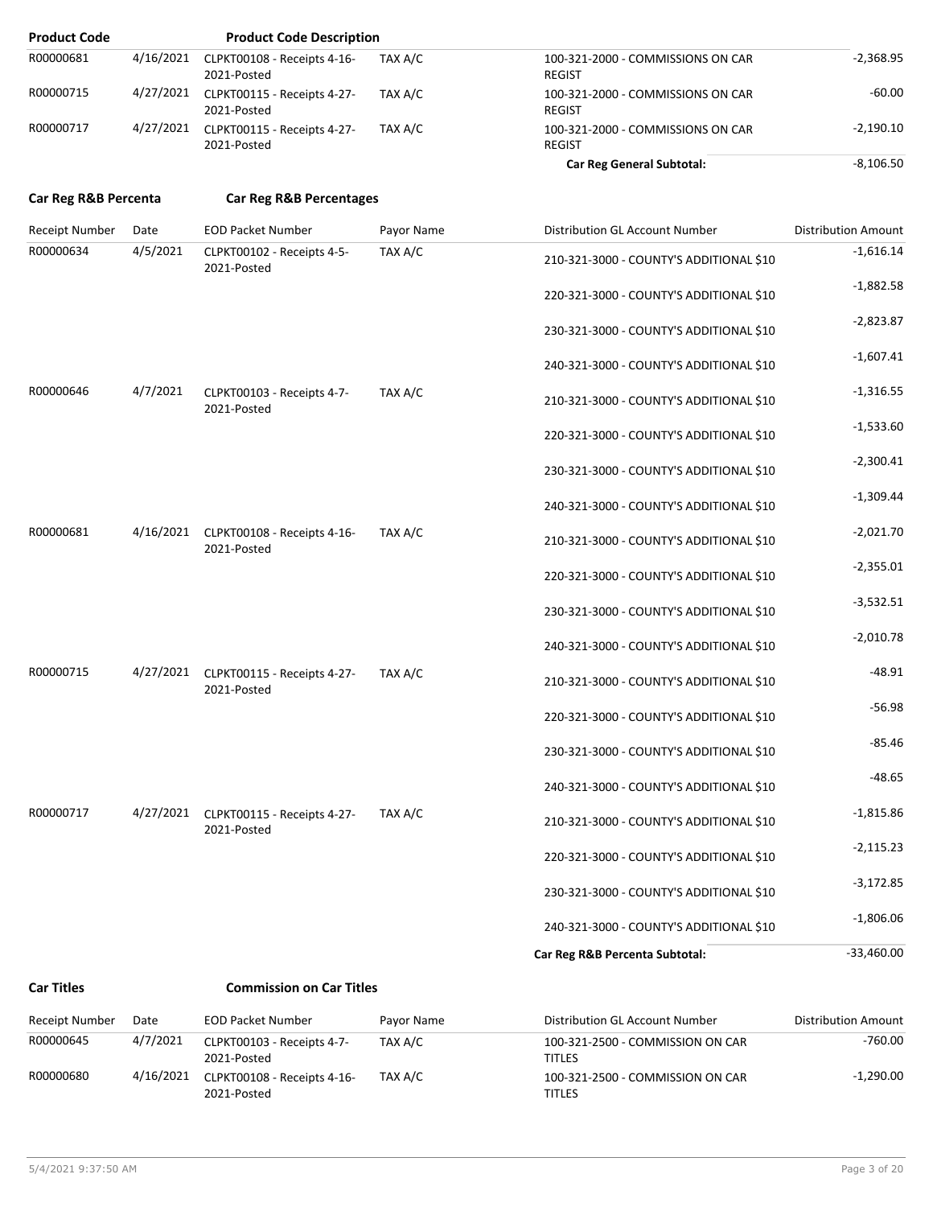| Product Code | | Product Code Description | | | |
|---|---|---|---|---|---|
| R00000681 | 4/16/2021 | CLPKT00108 - Receipts 4-16-2021-Posted | TAX A/C | 100-321-2000 - COMMISSIONS ON CAR REGIST | -2,368.95 |
| R00000715 | 4/27/2021 | CLPKT00115 - Receipts 4-27-2021-Posted | TAX A/C | 100-321-2000 - COMMISSIONS ON CAR REGIST | -60.00 |
| R00000717 | 4/27/2021 | CLPKT00115 - Receipts 4-27-2021-Posted | TAX A/C | 100-321-2000 - COMMISSIONS ON CAR REGIST | -2,190.10 |
| | | | | **Car Reg General Subtotal:** | -8,106.50 |

**Car Reg R&B Percenta** **Car Reg R&B Percentages**

| Receipt Number | Date | EOD Packet Number | Payor Name | Distribution GL Account Number | Distribution Amount |
|---|---|---|---|---|---|
| R00000634 | 4/5/2021 | CLPKT00102 - Receipts 4-5-2021-Posted | TAX A/C | 210-321-3000 - COUNTY'S ADDITIONAL $10 | -1,616.14 |
| | | | | 220-321-3000 - COUNTY'S ADDITIONAL $10 | -1,882.58 |
| | | | | 230-321-3000 - COUNTY'S ADDITIONAL $10 | -2,823.87 |
| | | | | 240-321-3000 - COUNTY'S ADDITIONAL $10 | -1,607.41 |
| R00000646 | 4/7/2021 | CLPKT00103 - Receipts 4-7-2021-Posted | TAX A/C | 210-321-3000 - COUNTY'S ADDITIONAL $10 | -1,316.55 |
| | | | | 220-321-3000 - COUNTY'S ADDITIONAL $10 | -1,533.60 |
| | | | | 230-321-3000 - COUNTY'S ADDITIONAL $10 | -2,300.41 |
| | | | | 240-321-3000 - COUNTY'S ADDITIONAL $10 | -1,309.44 |
| R00000681 | 4/16/2021 | CLPKT00108 - Receipts 4-16-2021-Posted | TAX A/C | 210-321-3000 - COUNTY'S ADDITIONAL $10 | -2,021.70 |
| | | | | 220-321-3000 - COUNTY'S ADDITIONAL $10 | -2,355.01 |
| | | | | 230-321-3000 - COUNTY'S ADDITIONAL $10 | -3,532.51 |
| | | | | 240-321-3000 - COUNTY'S ADDITIONAL $10 | -2,010.78 |
| R00000715 | 4/27/2021 | CLPKT00115 - Receipts 4-27-2021-Posted | TAX A/C | 210-321-3000 - COUNTY'S ADDITIONAL $10 | -48.91 |
| | | | | 220-321-3000 - COUNTY'S ADDITIONAL $10 | -56.98 |
| | | | | 230-321-3000 - COUNTY'S ADDITIONAL $10 | -85.46 |
| | | | | 240-321-3000 - COUNTY'S ADDITIONAL $10 | -48.65 |
| R00000717 | 4/27/2021 | CLPKT00115 - Receipts 4-27-2021-Posted | TAX A/C | 210-321-3000 - COUNTY'S ADDITIONAL $10 | -1,815.86 |
| | | | | 220-321-3000 - COUNTY'S ADDITIONAL $10 | -2,115.23 |
| | | | | 230-321-3000 - COUNTY'S ADDITIONAL $10 | -3,172.85 |
| | | | | 240-321-3000 - COUNTY'S ADDITIONAL $10 | -1,806.06 |
| | | | | **Car Reg R&B Percenta Subtotal:** | -33,460.00 |

**Car Titles** **Commission on Car Titles**

| Receipt Number | Date | EOD Packet Number | Payor Name | Distribution GL Account Number | Distribution Amount |
|---|---|---|---|---|---|
| R00000645 | 4/7/2021 | CLPKT00103 - Receipts 4-7-2021-Posted | TAX A/C | 100-321-2500 - COMMISSION ON CAR TITLES | -760.00 |
| R00000680 | 4/16/2021 | CLPKT00108 - Receipts 4-16-2021-Posted | TAX A/C | 100-321-2500 - COMMISSION ON CAR TITLES | -1,290.00 |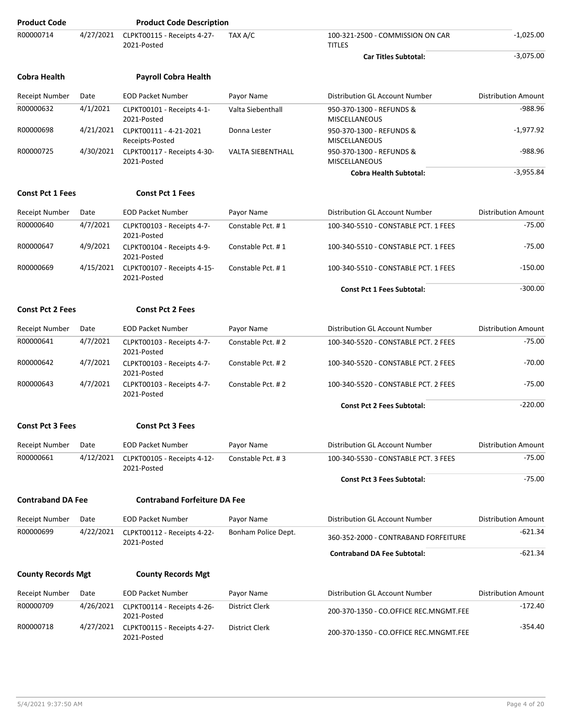| Product Code | | Product Code Description | | | |
|---|---|---|---|---|---|
| R00000714 | 4/27/2021 | CLPKT00115 - Receipts 4-27-2021-Posted | TAX A/C | 100-321-2500 - COMMISSION ON CAR TITLES | -1,025.00 |
| | | | | **Car Titles Subtotal:** | -3,075.00 |

**Cobra Health** — **Payroll Cobra Health**

| Receipt Number | Date | EOD Packet Number | Payor Name | Distribution GL Account Number | Distribution Amount |
|---|---|---|---|---|---|
| R00000632 | 4/1/2021 | CLPKT00101 - Receipts 4-1-2021-Posted | Valta Siebenthall | 950-370-1300 - REFUNDS & MISCELLANEOUS | -988.96 |
| R00000698 | 4/21/2021 | CLPKT00111 - 4-21-2021 Receipts-Posted | Donna Lester | 950-370-1300 - REFUNDS & MISCELLANEOUS | -1,977.92 |
| R00000725 | 4/30/2021 | CLPKT00117 - Receipts 4-30-2021-Posted | VALTA SIEBENTHALL | 950-370-1300 - REFUNDS & MISCELLANEOUS | -988.96 |
| | | | | **Cobra Health Subtotal:** | -3,955.84 |

**Const Pct 1 Fees** — **Const Pct 1 Fees**

| Receipt Number | Date | EOD Packet Number | Payor Name | Distribution GL Account Number | Distribution Amount |
|---|---|---|---|---|---|
| R00000640 | 4/7/2021 | CLPKT00103 - Receipts 4-7-2021-Posted | Constable Pct. # 1 | 100-340-5510 - CONSTABLE PCT. 1 FEES | -75.00 |
| R00000647 | 4/9/2021 | CLPKT00104 - Receipts 4-9-2021-Posted | Constable Pct. # 1 | 100-340-5510 - CONSTABLE PCT. 1 FEES | -75.00 |
| R00000669 | 4/15/2021 | CLPKT00107 - Receipts 4-15-2021-Posted | Constable Pct. # 1 | 100-340-5510 - CONSTABLE PCT. 1 FEES | -150.00 |
| | | | | **Const Pct 1 Fees Subtotal:** | -300.00 |

**Const Pct 2 Fees** — **Const Pct 2 Fees**

| Receipt Number | Date | EOD Packet Number | Payor Name | Distribution GL Account Number | Distribution Amount |
|---|---|---|---|---|---|
| R00000641 | 4/7/2021 | CLPKT00103 - Receipts 4-7-2021-Posted | Constable Pct. # 2 | 100-340-5520 - CONSTABLE PCT. 2 FEES | -75.00 |
| R00000642 | 4/7/2021 | CLPKT00103 - Receipts 4-7-2021-Posted | Constable Pct. # 2 | 100-340-5520 - CONSTABLE PCT. 2 FEES | -70.00 |
| R00000643 | 4/7/2021 | CLPKT00103 - Receipts 4-7-2021-Posted | Constable Pct. # 2 | 100-340-5520 - CONSTABLE PCT. 2 FEES | -75.00 |
| | | | | **Const Pct 2 Fees Subtotal:** | -220.00 |

**Const Pct 3 Fees** — **Const Pct 3 Fees**

| Receipt Number | Date | EOD Packet Number | Payor Name | Distribution GL Account Number | Distribution Amount |
|---|---|---|---|---|---|
| R00000661 | 4/12/2021 | CLPKT00105 - Receipts 4-12-2021-Posted | Constable Pct. # 3 | 100-340-5530 - CONSTABLE PCT. 3 FEES | -75.00 |
| | | | | **Const Pct 3 Fees Subtotal:** | -75.00 |

**Contraband DA Fee** — **Contraband Forfeiture DA Fee**

| Receipt Number | Date | EOD Packet Number | Payor Name | Distribution GL Account Number | Distribution Amount |
|---|---|---|---|---|---|
| R00000699 | 4/22/2021 | CLPKT00112 - Receipts 4-22-2021-Posted | Bonham Police Dept. | 360-352-2000 - CONTRABAND FORFEITURE | -621.34 |
| | | | | **Contraband DA Fee Subtotal:** | -621.34 |

**County Records Mgt** — **County Records Mgt**

| Receipt Number | Date | EOD Packet Number | Payor Name | Distribution GL Account Number | Distribution Amount |
|---|---|---|---|---|---|
| R00000709 | 4/26/2021 | CLPKT00114 - Receipts 4-26-2021-Posted | District Clerk | 200-370-1350 - CO.OFFICE REC.MNGMT.FEE | -172.40 |
| R00000718 | 4/27/2021 | CLPKT00115 - Receipts 4-27-2021-Posted | District Clerk | 200-370-1350 - CO.OFFICE REC.MNGMT.FEE | -354.40 |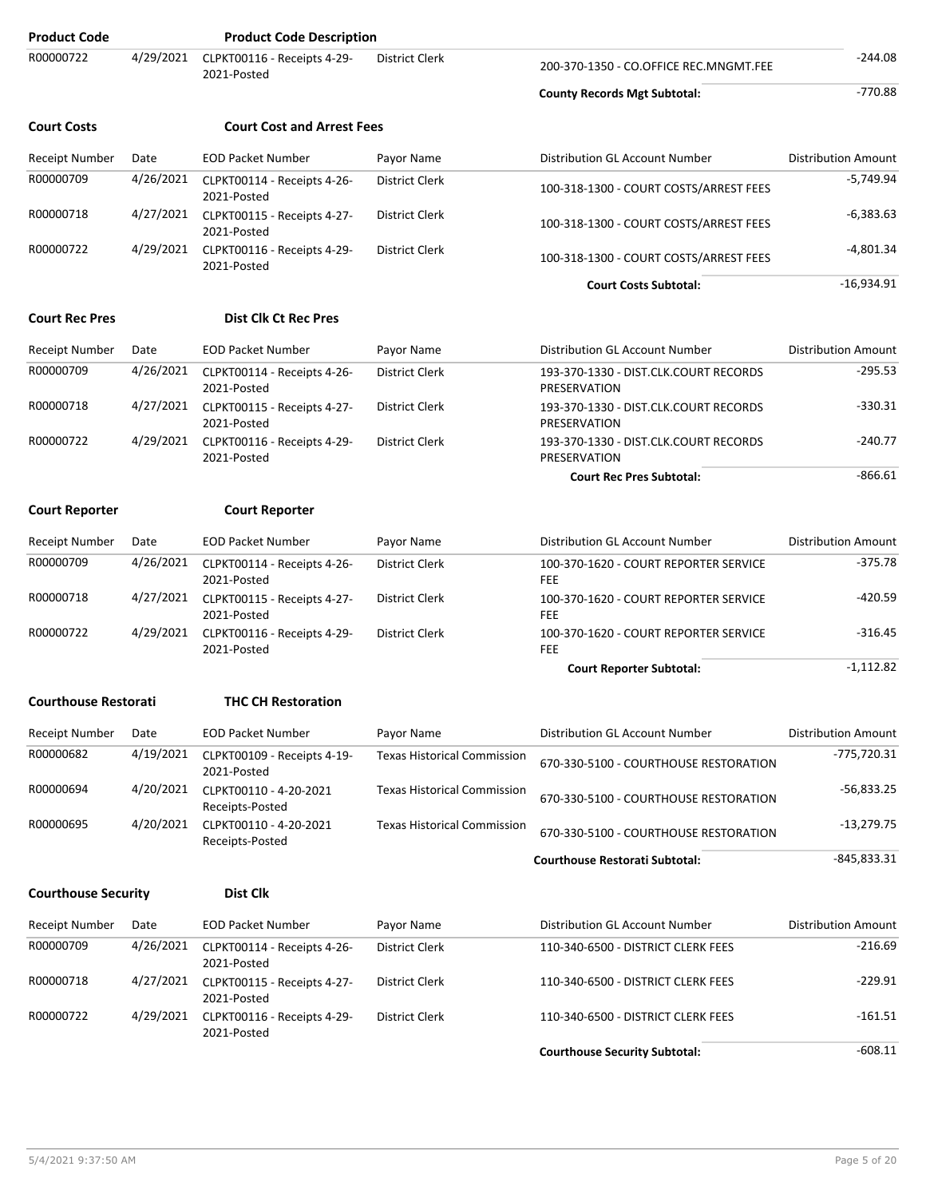| Product Code | | Product Code Description | | | |
|---|---|---|---|---|---|
| R00000722 | 4/29/2021 | CLPKT00116 - Receipts 4-29-2021-Posted | District Clerk | 200-370-1350 - CO.OFFICE REC.MNGMT.FEE | -244.08 |
| | | | | **County Records Mgt Subtotal:** | -770.88 |

**Court Costs** **Court Cost and Arrest Fees**

| Receipt Number | Date | EOD Packet Number | Payor Name | Distribution GL Account Number | Distribution Amount |
|---|---|---|---|---|---|
| R00000709 | 4/26/2021 | CLPKT00114 - Receipts 4-26-2021-Posted | District Clerk | 100-318-1300 - COURT COSTS/ARREST FEES | -5,749.94 |
| R00000718 | 4/27/2021 | CLPKT00115 - Receipts 4-27-2021-Posted | District Clerk | 100-318-1300 - COURT COSTS/ARREST FEES | -6,383.63 |
| R00000722 | 4/29/2021 | CLPKT00116 - Receipts 4-29-2021-Posted | District Clerk | 100-318-1300 - COURT COSTS/ARREST FEES | -4,801.34 |
| | | | | **Court Costs Subtotal:** | -16,934.91 |

**Court Rec Pres** **Dist Clk Ct Rec Pres**

| Receipt Number | Date | EOD Packet Number | Payor Name | Distribution GL Account Number | Distribution Amount |
|---|---|---|---|---|---|
| R00000709 | 4/26/2021 | CLPKT00114 - Receipts 4-26-2021-Posted | District Clerk | 193-370-1330 - DIST.CLK.COURT RECORDS PRESERVATION | -295.53 |
| R00000718 | 4/27/2021 | CLPKT00115 - Receipts 4-27-2021-Posted | District Clerk | 193-370-1330 - DIST.CLK.COURT RECORDS PRESERVATION | -330.31 |
| R00000722 | 4/29/2021 | CLPKT00116 - Receipts 4-29-2021-Posted | District Clerk | 193-370-1330 - DIST.CLK.COURT RECORDS PRESERVATION | -240.77 |
| | | | | **Court Rec Pres Subtotal:** | -866.61 |

**Court Reporter** **Court Reporter**

| Receipt Number | Date | EOD Packet Number | Payor Name | Distribution GL Account Number | Distribution Amount |
|---|---|---|---|---|---|
| R00000709 | 4/26/2021 | CLPKT00114 - Receipts 4-26-2021-Posted | District Clerk | 100-370-1620 - COURT REPORTER SERVICE FEE | -375.78 |
| R00000718 | 4/27/2021 | CLPKT00115 - Receipts 4-27-2021-Posted | District Clerk | 100-370-1620 - COURT REPORTER SERVICE FEE | -420.59 |
| R00000722 | 4/29/2021 | CLPKT00116 - Receipts 4-29-2021-Posted | District Clerk | 100-370-1620 - COURT REPORTER SERVICE FEE | -316.45 |
| | | | | **Court Reporter Subtotal:** | -1,112.82 |

**Courthouse Restorati** **THC CH Restoration**

| Receipt Number | Date | EOD Packet Number | Payor Name | Distribution GL Account Number | Distribution Amount |
|---|---|---|---|---|---|
| R00000682 | 4/19/2021 | CLPKT00109 - Receipts 4-19-2021-Posted | Texas Historical Commission | 670-330-5100 - COURTHOUSE RESTORATION | -775,720.31 |
| R00000694 | 4/20/2021 | CLPKT00110 - 4-20-2021 Receipts-Posted | Texas Historical Commission | 670-330-5100 - COURTHOUSE RESTORATION | -56,833.25 |
| R00000695 | 4/20/2021 | CLPKT00110 - 4-20-2021 Receipts-Posted | Texas Historical Commission | 670-330-5100 - COURTHOUSE RESTORATION | -13,279.75 |
| | | | | **Courthouse Restorati Subtotal:** | -845,833.31 |

**Courthouse Security** **Dist Clk**

| Receipt Number | Date | EOD Packet Number | Payor Name | Distribution GL Account Number | Distribution Amount |
|---|---|---|---|---|---|
| R00000709 | 4/26/2021 | CLPKT00114 - Receipts 4-26-2021-Posted | District Clerk | 110-340-6500 - DISTRICT CLERK FEES | -216.69 |
| R00000718 | 4/27/2021 | CLPKT00115 - Receipts 4-27-2021-Posted | District Clerk | 110-340-6500 - DISTRICT CLERK FEES | -229.91 |
| R00000722 | 4/29/2021 | CLPKT00116 - Receipts 4-29-2021-Posted | District Clerk | 110-340-6500 - DISTRICT CLERK FEES | -161.51 |
| | | | | **Courthouse Security Subtotal:** | -608.11 |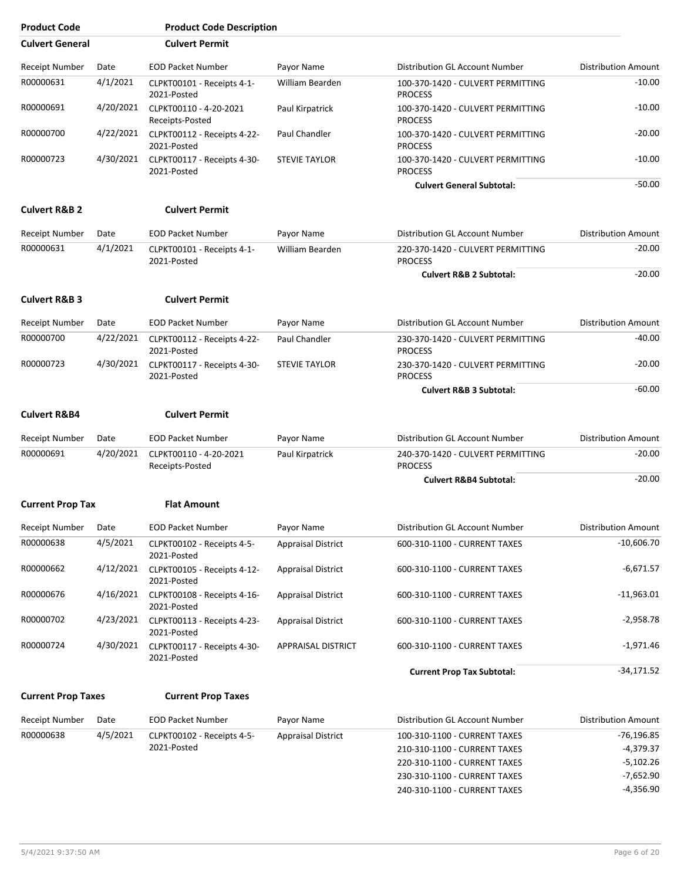| Product Code | Product Code Description |
|---|---|
| **Culvert General** | **Culvert Permit** |

| Receipt Number | Date | EOD Packet Number | Payor Name | Distribution GL Account Number | Distribution Amount |
|---|---|---|---|---|---|
| R00000631 | 4/1/2021 | CLPKT00101 - Receipts 4-1-2021-Posted | William Bearden | 100-370-1420 - CULVERT PERMITTING PROCESS | -10.00 |
| R00000691 | 4/20/2021 | CLPKT00110 - 4-20-2021 Receipts-Posted | Paul Kirpatrick | 100-370-1420 - CULVERT PERMITTING PROCESS | -10.00 |
| R00000700 | 4/22/2021 | CLPKT00112 - Receipts 4-22-2021-Posted | Paul Chandler | 100-370-1420 - CULVERT PERMITTING PROCESS | -20.00 |
| R00000723 | 4/30/2021 | CLPKT00117 - Receipts 4-30-2021-Posted | STEVIE TAYLOR | 100-370-1420 - CULVERT PERMITTING PROCESS | -10.00 |
| | | | | **Culvert General Subtotal:** | -50.00 |

**Culvert R&B 2** — **Culvert Permit**

| Receipt Number | Date | EOD Packet Number | Payor Name | Distribution GL Account Number | Distribution Amount |
|---|---|---|---|---|---|
| R00000631 | 4/1/2021 | CLPKT00101 - Receipts 4-1-2021-Posted | William Bearden | 220-370-1420 - CULVERT PERMITTING PROCESS | -20.00 |
| | | | | **Culvert R&B 2 Subtotal:** | -20.00 |

**Culvert R&B 3** — **Culvert Permit**

| Receipt Number | Date | EOD Packet Number | Payor Name | Distribution GL Account Number | Distribution Amount |
|---|---|---|---|---|---|
| R00000700 | 4/22/2021 | CLPKT00112 - Receipts 4-22-2021-Posted | Paul Chandler | 230-370-1420 - CULVERT PERMITTING PROCESS | -40.00 |
| R00000723 | 4/30/2021 | CLPKT00117 - Receipts 4-30-2021-Posted | STEVIE TAYLOR | 230-370-1420 - CULVERT PERMITTING PROCESS | -20.00 |
| | | | | **Culvert R&B 3 Subtotal:** | -60.00 |

**Culvert R&B4** — **Culvert Permit**

| Receipt Number | Date | EOD Packet Number | Payor Name | Distribution GL Account Number | Distribution Amount |
|---|---|---|---|---|---|
| R00000691 | 4/20/2021 | CLPKT00110 - 4-20-2021 Receipts-Posted | Paul Kirpatrick | 240-370-1420 - CULVERT PERMITTING PROCESS | -20.00 |
| | | | | **Culvert R&B4 Subtotal:** | -20.00 |

**Current Prop Tax** — **Flat Amount**

| Receipt Number | Date | EOD Packet Number | Payor Name | Distribution GL Account Number | Distribution Amount |
|---|---|---|---|---|---|
| R00000638 | 4/5/2021 | CLPKT00102 - Receipts 4-5-2021-Posted | Appraisal District | 600-310-1100 - CURRENT TAXES | -10,606.70 |
| R00000662 | 4/12/2021 | CLPKT00105 - Receipts 4-12-2021-Posted | Appraisal District | 600-310-1100 - CURRENT TAXES | -6,671.57 |
| R00000676 | 4/16/2021 | CLPKT00108 - Receipts 4-16-2021-Posted | Appraisal District | 600-310-1100 - CURRENT TAXES | -11,963.01 |
| R00000702 | 4/23/2021 | CLPKT00113 - Receipts 4-23-2021-Posted | Appraisal District | 600-310-1100 - CURRENT TAXES | -2,958.78 |
| R00000724 | 4/30/2021 | CLPKT00117 - Receipts 4-30-2021-Posted | APPRAISAL DISTRICT | 600-310-1100 - CURRENT TAXES | -1,971.46 |
| | | | | **Current Prop Tax Subtotal:** | -34,171.52 |

**Current Prop Taxes** — **Current Prop Taxes**

| Receipt Number | Date | EOD Packet Number | Payor Name | Distribution GL Account Number | Distribution Amount |
|---|---|---|---|---|---|
| R00000638 | 4/5/2021 | CLPKT00102 - Receipts 4-5-2021-Posted | Appraisal District | 100-310-1100 - CURRENT TAXES | -76,196.85 |
| | | | | 210-310-1100 - CURRENT TAXES | -4,379.37 |
| | | | | 220-310-1100 - CURRENT TAXES | -5,102.26 |
| | | | | 230-310-1100 - CURRENT TAXES | -7,652.90 |
| | | | | 240-310-1100 - CURRENT TAXES | -4,356.90 |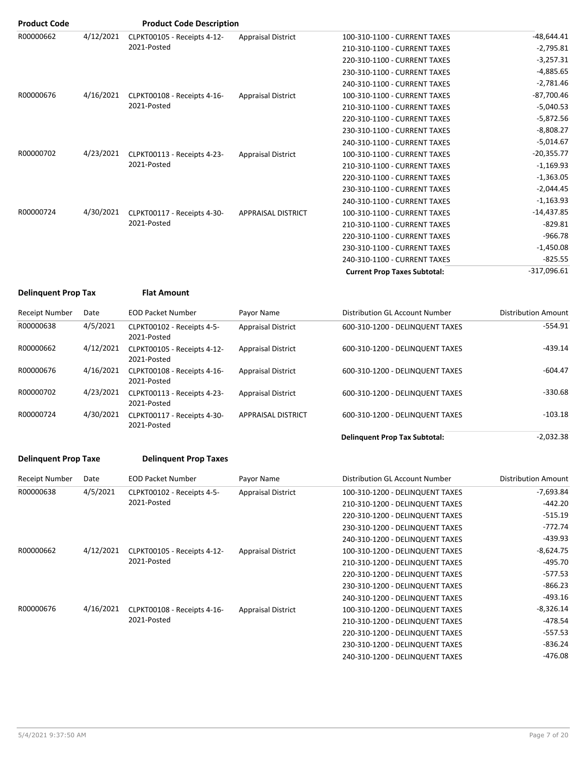| Product Code | | Product Code Description | | | |
|---|---|---|---|---|---|
| R00000662 | 4/12/2021 | CLPKT00105 - Receipts 4-12-2021-Posted | Appraisal District | 100-310-1100 - CURRENT TAXES | -48,644.41 |
| | | | | 210-310-1100 - CURRENT TAXES | -2,795.81 |
| | | | | 220-310-1100 - CURRENT TAXES | -3,257.31 |
| | | | | 230-310-1100 - CURRENT TAXES | -4,885.65 |
| | | | | 240-310-1100 - CURRENT TAXES | -2,781.46 |
| R00000676 | 4/16/2021 | CLPKT00108 - Receipts 4-16-2021-Posted | Appraisal District | 100-310-1100 - CURRENT TAXES | -87,700.46 |
| | | | | 210-310-1100 - CURRENT TAXES | -5,040.53 |
| | | | | 220-310-1100 - CURRENT TAXES | -5,872.56 |
| | | | | 230-310-1100 - CURRENT TAXES | -8,808.27 |
| | | | | 240-310-1100 - CURRENT TAXES | -5,014.67 |
| R00000702 | 4/23/2021 | CLPKT00113 - Receipts 4-23-2021-Posted | Appraisal District | 100-310-1100 - CURRENT TAXES | -20,355.77 |
| | | | | 210-310-1100 - CURRENT TAXES | -1,169.93 |
| | | | | 220-310-1100 - CURRENT TAXES | -1,363.05 |
| | | | | 230-310-1100 - CURRENT TAXES | -2,044.45 |
| | | | | 240-310-1100 - CURRENT TAXES | -1,163.93 |
| R00000724 | 4/30/2021 | CLPKT00117 - Receipts 4-30-2021-Posted | APPRAISAL DISTRICT | 100-310-1100 - CURRENT TAXES | -14,437.85 |
| | | | | 210-310-1100 - CURRENT TAXES | -829.81 |
| | | | | 220-310-1100 - CURRENT TAXES | -966.78 |
| | | | | 230-310-1100 - CURRENT TAXES | -1,450.08 |
| | | | | 240-310-1100 - CURRENT TAXES | -825.55 |
| | | | | **Current Prop Taxes Subtotal:** | -317,096.61 |

**Delinquent Prop Tax** **Flat Amount**

| Receipt Number | Date | EOD Packet Number | Payor Name | Distribution GL Account Number | Distribution Amount |
|---|---|---|---|---|---|
| R00000638 | 4/5/2021 | CLPKT00102 - Receipts 4-5-2021-Posted | Appraisal District | 600-310-1200 - DELINQUENT TAXES | -554.91 |
| R00000662 | 4/12/2021 | CLPKT00105 - Receipts 4-12-2021-Posted | Appraisal District | 600-310-1200 - DELINQUENT TAXES | -439.14 |
| R00000676 | 4/16/2021 | CLPKT00108 - Receipts 4-16-2021-Posted | Appraisal District | 600-310-1200 - DELINQUENT TAXES | -604.47 |
| R00000702 | 4/23/2021 | CLPKT00113 - Receipts 4-23-2021-Posted | Appraisal District | 600-310-1200 - DELINQUENT TAXES | -330.68 |
| R00000724 | 4/30/2021 | CLPKT00117 - Receipts 4-30-2021-Posted | APPRAISAL DISTRICT | 600-310-1200 - DELINQUENT TAXES | -103.18 |
| | | | | **Delinquent Prop Tax Subtotal:** | -2,032.38 |

**Delinquent Prop Taxe** **Delinquent Prop Taxes**

| Receipt Number | Date | EOD Packet Number | Payor Name | Distribution GL Account Number | Distribution Amount |
|---|---|---|---|---|---|
| R00000638 | 4/5/2021 | CLPKT00102 - Receipts 4-5-2021-Posted | Appraisal District | 100-310-1200 - DELINQUENT TAXES | -7,693.84 |
| | | | | 210-310-1200 - DELINQUENT TAXES | -442.20 |
| | | | | 220-310-1200 - DELINQUENT TAXES | -515.19 |
| | | | | 230-310-1200 - DELINQUENT TAXES | -772.74 |
| | | | | 240-310-1200 - DELINQUENT TAXES | -439.93 |
| R00000662 | 4/12/2021 | CLPKT00105 - Receipts 4-12-2021-Posted | Appraisal District | 100-310-1200 - DELINQUENT TAXES | -8,624.75 |
| | | | | 210-310-1200 - DELINQUENT TAXES | -495.70 |
| | | | | 220-310-1200 - DELINQUENT TAXES | -577.53 |
| | | | | 230-310-1200 - DELINQUENT TAXES | -866.23 |
| | | | | 240-310-1200 - DELINQUENT TAXES | -493.16 |
| R00000676 | 4/16/2021 | CLPKT00108 - Receipts 4-16-2021-Posted | Appraisal District | 100-310-1200 - DELINQUENT TAXES | -8,326.14 |
| | | | | 210-310-1200 - DELINQUENT TAXES | -478.54 |
| | | | | 220-310-1200 - DELINQUENT TAXES | -557.53 |
| | | | | 230-310-1200 - DELINQUENT TAXES | -836.24 |
| | | | | 240-310-1200 - DELINQUENT TAXES | -476.08 |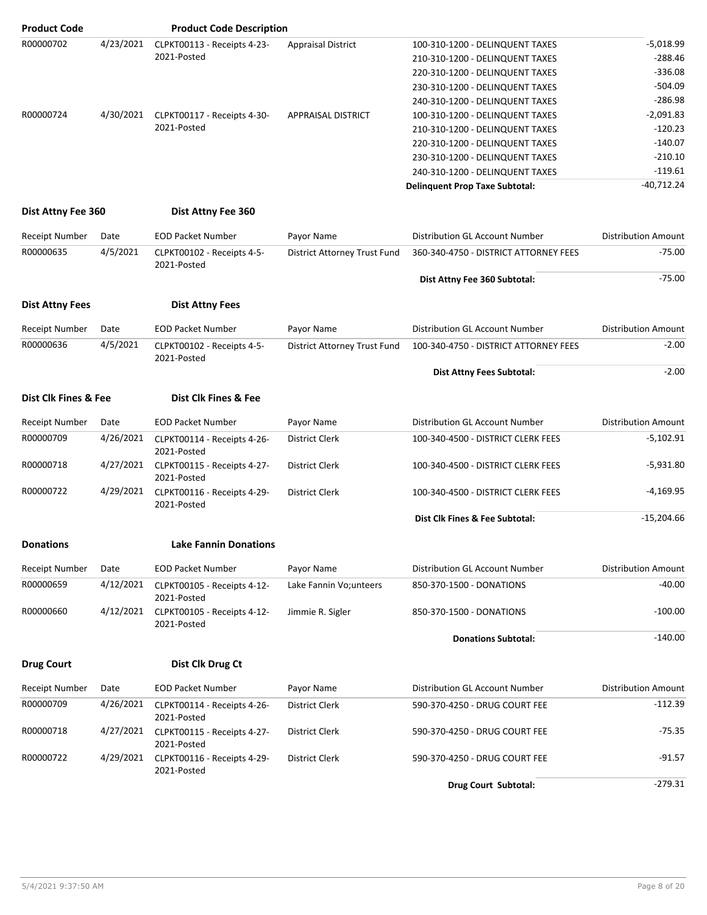| Product Code | | Product Code Description | | | |
|---|---|---|---|---|---|
| R00000702 | 4/23/2021 | CLPKT00113 - Receipts 4-23-2021-Posted | Appraisal District | 100-310-1200 - DELINQUENT TAXES | -5,018.99 |
| | | | | 210-310-1200 - DELINQUENT TAXES | -288.46 |
| | | | | 220-310-1200 - DELINQUENT TAXES | -336.08 |
| | | | | 230-310-1200 - DELINQUENT TAXES | -504.09 |
| | | | | 240-310-1200 - DELINQUENT TAXES | -286.98 |
| R00000724 | 4/30/2021 | CLPKT00117 - Receipts 4-30-2021-Posted | APPRAISAL DISTRICT | 100-310-1200 - DELINQUENT TAXES | -2,091.83 |
| | | | | 210-310-1200 - DELINQUENT TAXES | -120.23 |
| | | | | 220-310-1200 - DELINQUENT TAXES | -140.07 |
| | | | | 230-310-1200 - DELINQUENT TAXES | -210.10 |
| | | | | 240-310-1200 - DELINQUENT TAXES | -119.61 |
| | | | | **Delinquent Prop Taxe Subtotal:** | -40,712.24 |

**Dist Attny Fee 360** **Dist Attny Fee 360**

| Receipt Number | Date | EOD Packet Number | Payor Name | Distribution GL Account Number | Distribution Amount |
|---|---|---|---|---|---|
| R00000635 | 4/5/2021 | CLPKT00102 - Receipts 4-5-2021-Posted | District Attorney Trust Fund | 360-340-4750 - DISTRICT ATTORNEY FEES | -75.00 |
| | | | | **Dist Attny Fee 360 Subtotal:** | -75.00 |

**Dist Attny Fees** **Dist Attny Fees**

| Receipt Number | Date | EOD Packet Number | Payor Name | Distribution GL Account Number | Distribution Amount |
|---|---|---|---|---|---|
| R00000636 | 4/5/2021 | CLPKT00102 - Receipts 4-5-2021-Posted | District Attorney Trust Fund | 100-340-4750 - DISTRICT ATTORNEY FEES | -2.00 |
| | | | | **Dist Attny Fees Subtotal:** | -2.00 |

**Dist Clk Fines & Fee** **Dist Clk Fines & Fee**

| Receipt Number | Date | EOD Packet Number | Payor Name | Distribution GL Account Number | Distribution Amount |
|---|---|---|---|---|---|
| R00000709 | 4/26/2021 | CLPKT00114 - Receipts 4-26-2021-Posted | District Clerk | 100-340-4500 - DISTRICT CLERK FEES | -5,102.91 |
| R00000718 | 4/27/2021 | CLPKT00115 - Receipts 4-27-2021-Posted | District Clerk | 100-340-4500 - DISTRICT CLERK FEES | -5,931.80 |
| R00000722 | 4/29/2021 | CLPKT00116 - Receipts 4-29-2021-Posted | District Clerk | 100-340-4500 - DISTRICT CLERK FEES | -4,169.95 |
| | | | | **Dist Clk Fines & Fee Subtotal:** | -15,204.66 |

**Donations** **Lake Fannin Donations**

| Receipt Number | Date | EOD Packet Number | Payor Name | Distribution GL Account Number | Distribution Amount |
|---|---|---|---|---|---|
| R00000659 | 4/12/2021 | CLPKT00105 - Receipts 4-12-2021-Posted | Lake Fannin Vo;unteers | 850-370-1500 - DONATIONS | -40.00 |
| R00000660 | 4/12/2021 | CLPKT00105 - Receipts 4-12-2021-Posted | Jimmie R. Sigler | 850-370-1500 - DONATIONS | -100.00 |
| | | | | **Donations Subtotal:** | -140.00 |

**Drug Court** **Dist Clk Drug Ct**

| Receipt Number | Date | EOD Packet Number | Payor Name | Distribution GL Account Number | Distribution Amount |
|---|---|---|---|---|---|
| R00000709 | 4/26/2021 | CLPKT00114 - Receipts 4-26-2021-Posted | District Clerk | 590-370-4250 - DRUG COURT FEE | -112.39 |
| R00000718 | 4/27/2021 | CLPKT00115 - Receipts 4-27-2021-Posted | District Clerk | 590-370-4250 - DRUG COURT FEE | -75.35 |
| R00000722 | 4/29/2021 | CLPKT00116 - Receipts 4-29-2021-Posted | District Clerk | 590-370-4250 - DRUG COURT FEE | -91.57 |
| | | | | **Drug Court Subtotal:** | -279.31 |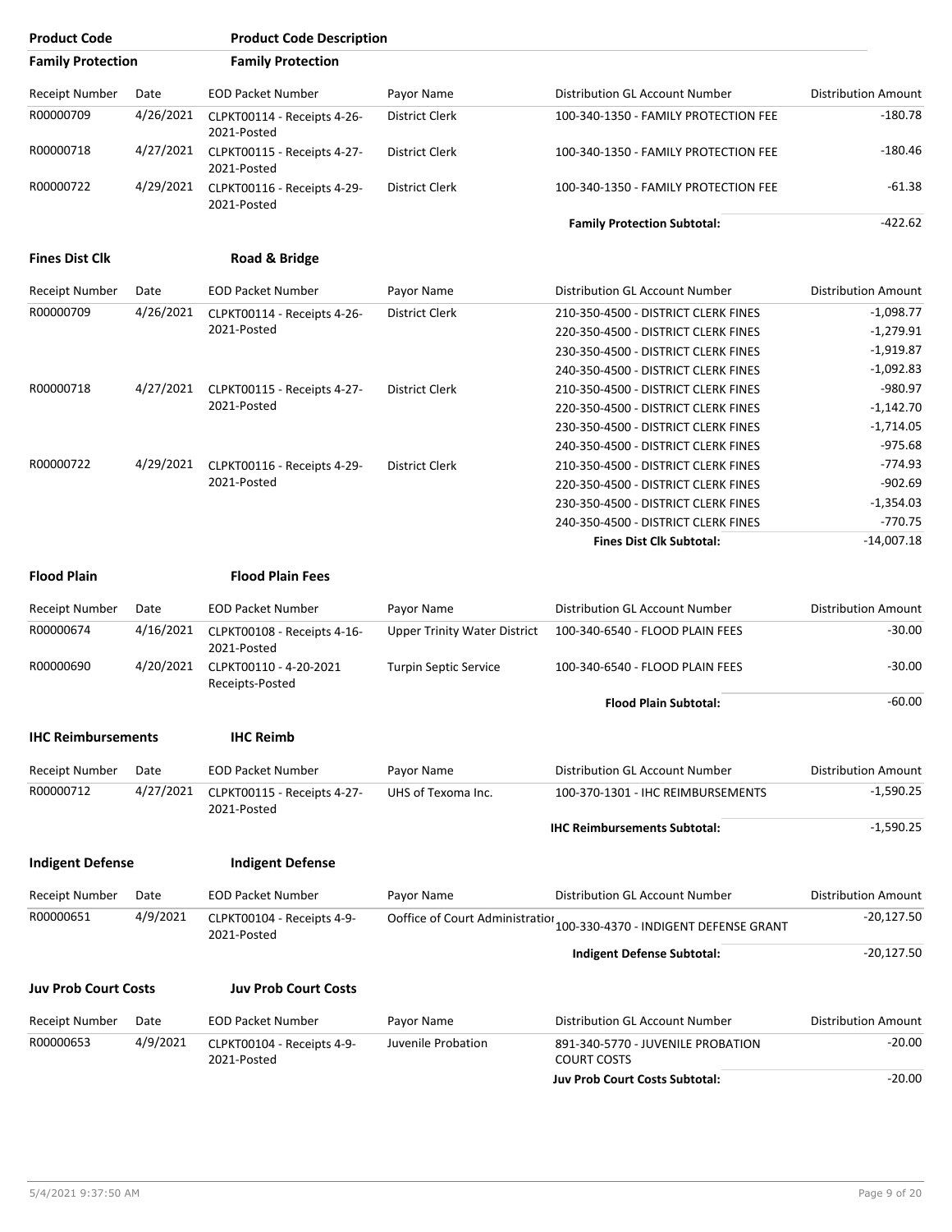| Product Code | | Product Code Description | | | |
|---|---|---|---|---|---|
| **Family Protection** | | **Family Protection** | | | |
| Receipt Number | Date | EOD Packet Number | Payor Name | Distribution GL Account Number | Distribution Amount |
| R00000709 | 4/26/2021 | CLPKT00114 - Receipts 4-26-2021-Posted | District Clerk | 100-340-1350 - FAMILY PROTECTION FEE | -180.78 |
| R00000718 | 4/27/2021 | CLPKT00115 - Receipts 4-27-2021-Posted | District Clerk | 100-340-1350 - FAMILY PROTECTION FEE | -180.46 |
| R00000722 | 4/29/2021 | CLPKT00116 - Receipts 4-29-2021-Posted | District Clerk | 100-340-1350 - FAMILY PROTECTION FEE | -61.38 |
| | | | | **Family Protection Subtotal:** | -422.62 |

| **Fines Dist Clk** | | **Road & Bridge** | | | |
|---|---|---|---|---|---|
| Receipt Number | Date | EOD Packet Number | Payor Name | Distribution GL Account Number | Distribution Amount |
| R00000709 | 4/26/2021 | CLPKT00114 - Receipts 4-26-2021-Posted | District Clerk | 210-350-4500 - DISTRICT CLERK FINES | -1,098.77 |
| | | | | 220-350-4500 - DISTRICT CLERK FINES | -1,279.91 |
| | | | | 230-350-4500 - DISTRICT CLERK FINES | -1,919.87 |
| | | | | 240-350-4500 - DISTRICT CLERK FINES | -1,092.83 |
| R00000718 | 4/27/2021 | CLPKT00115 - Receipts 4-27-2021-Posted | District Clerk | 210-350-4500 - DISTRICT CLERK FINES | -980.97 |
| | | | | 220-350-4500 - DISTRICT CLERK FINES | -1,142.70 |
| | | | | 230-350-4500 - DISTRICT CLERK FINES | -1,714.05 |
| | | | | 240-350-4500 - DISTRICT CLERK FINES | -975.68 |
| R00000722 | 4/29/2021 | CLPKT00116 - Receipts 4-29-2021-Posted | District Clerk | 210-350-4500 - DISTRICT CLERK FINES | -774.93 |
| | | | | 220-350-4500 - DISTRICT CLERK FINES | -902.69 |
| | | | | 230-350-4500 - DISTRICT CLERK FINES | -1,354.03 |
| | | | | 240-350-4500 - DISTRICT CLERK FINES | -770.75 |
| | | | | **Fines Dist Clk Subtotal:** | -14,007.18 |

| **Flood Plain** | | **Flood Plain Fees** | | | |
|---|---|---|---|---|---|
| Receipt Number | Date | EOD Packet Number | Payor Name | Distribution GL Account Number | Distribution Amount |
| R00000674 | 4/16/2021 | CLPKT00108 - Receipts 4-16-2021-Posted | Upper Trinity Water District | 100-340-6540 - FLOOD PLAIN FEES | -30.00 |
| R00000690 | 4/20/2021 | CLPKT00110 - 4-20-2021 Receipts-Posted | Turpin Septic Service | 100-340-6540 - FLOOD PLAIN FEES | -30.00 |
| | | | | **Flood Plain Subtotal:** | -60.00 |

| **IHC Reimbursements** | | **IHC Reimb** | | | |
|---|---|---|---|---|---|
| Receipt Number | Date | EOD Packet Number | Payor Name | Distribution GL Account Number | Distribution Amount |
| R00000712 | 4/27/2021 | CLPKT00115 - Receipts 4-27-2021-Posted | UHS of Texoma Inc. | 100-370-1301 - IHC REIMBURSEMENTS | -1,590.25 |
| | | | | **IHC Reimbursements Subtotal:** | -1,590.25 |

| **Indigent Defense** | | **Indigent Defense** | | | |
|---|---|---|---|---|---|
| Receipt Number | Date | EOD Packet Number | Payor Name | Distribution GL Account Number | Distribution Amount |
| R00000651 | 4/9/2021 | CLPKT00104 - Receipts 4-9-2021-Posted | Ooffice of Court Administratior | 100-330-4370 - INDIGENT DEFENSE GRANT | -20,127.50 |
| | | | | **Indigent Defense Subtotal:** | -20,127.50 |

| **Juv Prob Court Costs** | | **Juv Prob Court Costs** | | | |
|---|---|---|---|---|---|
| Receipt Number | Date | EOD Packet Number | Payor Name | Distribution GL Account Number | Distribution Amount |
| R00000653 | 4/9/2021 | CLPKT00104 - Receipts 4-9-2021-Posted | Juvenile Probation | 891-340-5770 - JUVENILE PROBATION COURT COSTS | -20.00 |
| | | | | **Juv Prob Court Costs Subtotal:** | -20.00 |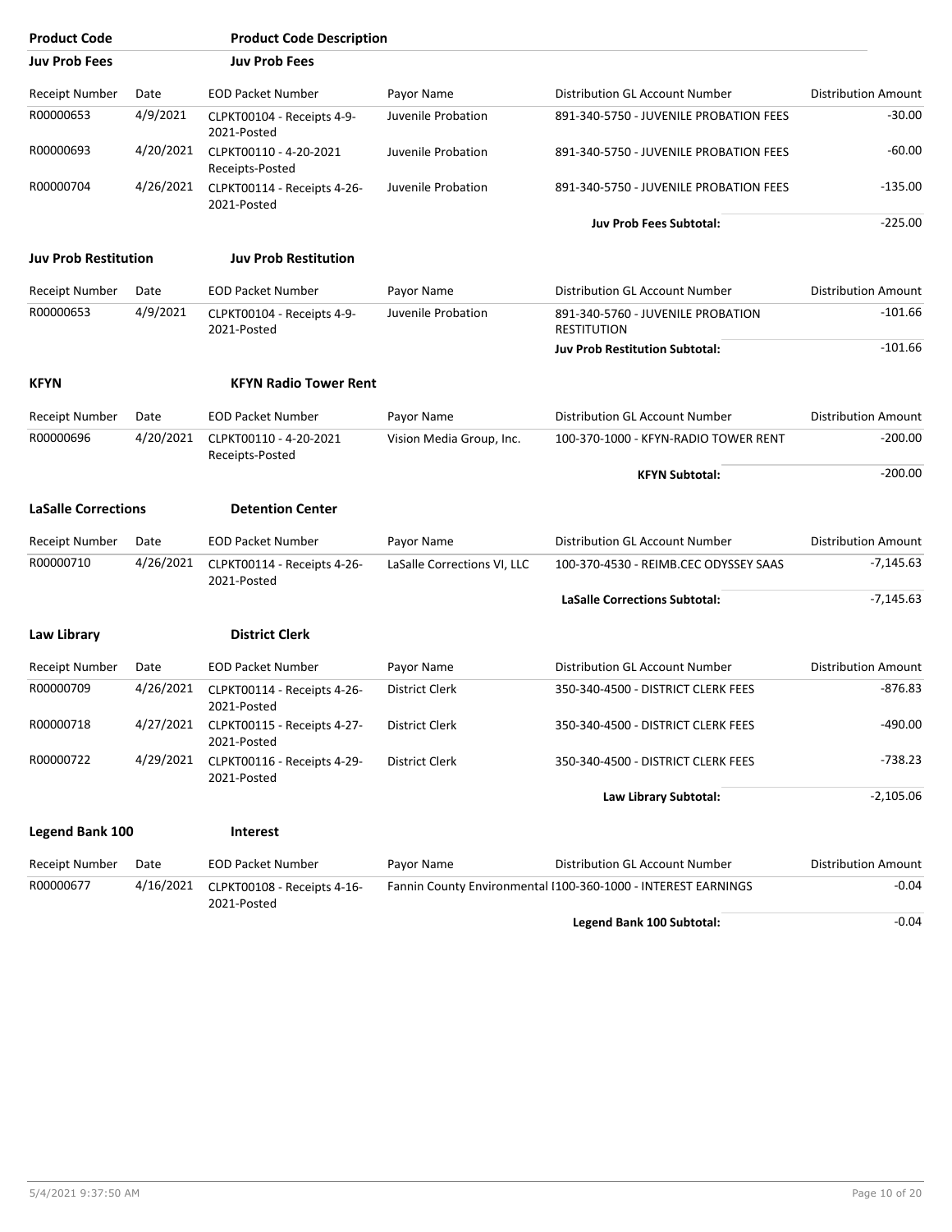| Product Code | Product Code Description | | | | |
|---|---|---|---|---|---|
| **Juv Prob Fees** | **Juv Prob Fees** | | | | |
| Receipt Number | Date | EOD Packet Number | Payor Name | Distribution GL Account Number | Distribution Amount |
| R00000653 | 4/9/2021 | CLPKT00104 - Receipts 4-9-2021-Posted | Juvenile Probation | 891-340-5750 - JUVENILE PROBATION FEES | -30.00 |
| R00000693 | 4/20/2021 | CLPKT00110 - 4-20-2021 Receipts-Posted | Juvenile Probation | 891-340-5750 - JUVENILE PROBATION FEES | -60.00 |
| R00000704 | 4/26/2021 | CLPKT00114 - Receipts 4-26-2021-Posted | Juvenile Probation | 891-340-5750 - JUVENILE PROBATION FEES | -135.00 |
| | | | | **Juv Prob Fees Subtotal:** | -225.00 |
| **Juv Prob Restitution** | **Juv Prob Restitution** | | | | |
| Receipt Number | Date | EOD Packet Number | Payor Name | Distribution GL Account Number | Distribution Amount |
| R00000653 | 4/9/2021 | CLPKT00104 - Receipts 4-9-2021-Posted | Juvenile Probation | 891-340-5760 - JUVENILE PROBATION RESTITUTION | -101.66 |
| | | | | **Juv Prob Restitution Subtotal:** | -101.66 |
| **KFYN** | **KFYN Radio Tower Rent** | | | | |
| Receipt Number | Date | EOD Packet Number | Payor Name | Distribution GL Account Number | Distribution Amount |
| R00000696 | 4/20/2021 | CLPKT00110 - 4-20-2021 Receipts-Posted | Vision Media Group, Inc. | 100-370-1000 - KFYN-RADIO TOWER RENT | -200.00 |
| | | | | **KFYN Subtotal:** | -200.00 |
| **LaSalle Corrections** | **Detention Center** | | | | |
| Receipt Number | Date | EOD Packet Number | Payor Name | Distribution GL Account Number | Distribution Amount |
| R00000710 | 4/26/2021 | CLPKT00114 - Receipts 4-26-2021-Posted | LaSalle Corrections VI, LLC | 100-370-4530 - REIMB.CEC ODYSSEY SAAS | -7,145.63 |
| | | | | **LaSalle Corrections Subtotal:** | -7,145.63 |
| **Law Library** | **District Clerk** | | | | |
| Receipt Number | Date | EOD Packet Number | Payor Name | Distribution GL Account Number | Distribution Amount |
| R00000709 | 4/26/2021 | CLPKT00114 - Receipts 4-26-2021-Posted | District Clerk | 350-340-4500 - DISTRICT CLERK FEES | -876.83 |
| R00000718 | 4/27/2021 | CLPKT00115 - Receipts 4-27-2021-Posted | District Clerk | 350-340-4500 - DISTRICT CLERK FEES | -490.00 |
| R00000722 | 4/29/2021 | CLPKT00116 - Receipts 4-29-2021-Posted | District Clerk | 350-340-4500 - DISTRICT CLERK FEES | -738.23 |
| | | | | **Law Library Subtotal:** | -2,105.06 |
| **Legend Bank 100** | **Interest** | | | | |
| Receipt Number | Date | EOD Packet Number | Payor Name | Distribution GL Account Number | Distribution Amount |
| R00000677 | 4/16/2021 | CLPKT00108 - Receipts 4-16-2021-Posted | Fannin County Environmental I | 100-360-1000 - INTEREST EARNINGS | -0.04 |
| | | | | **Legend Bank 100 Subtotal:** | -0.04 |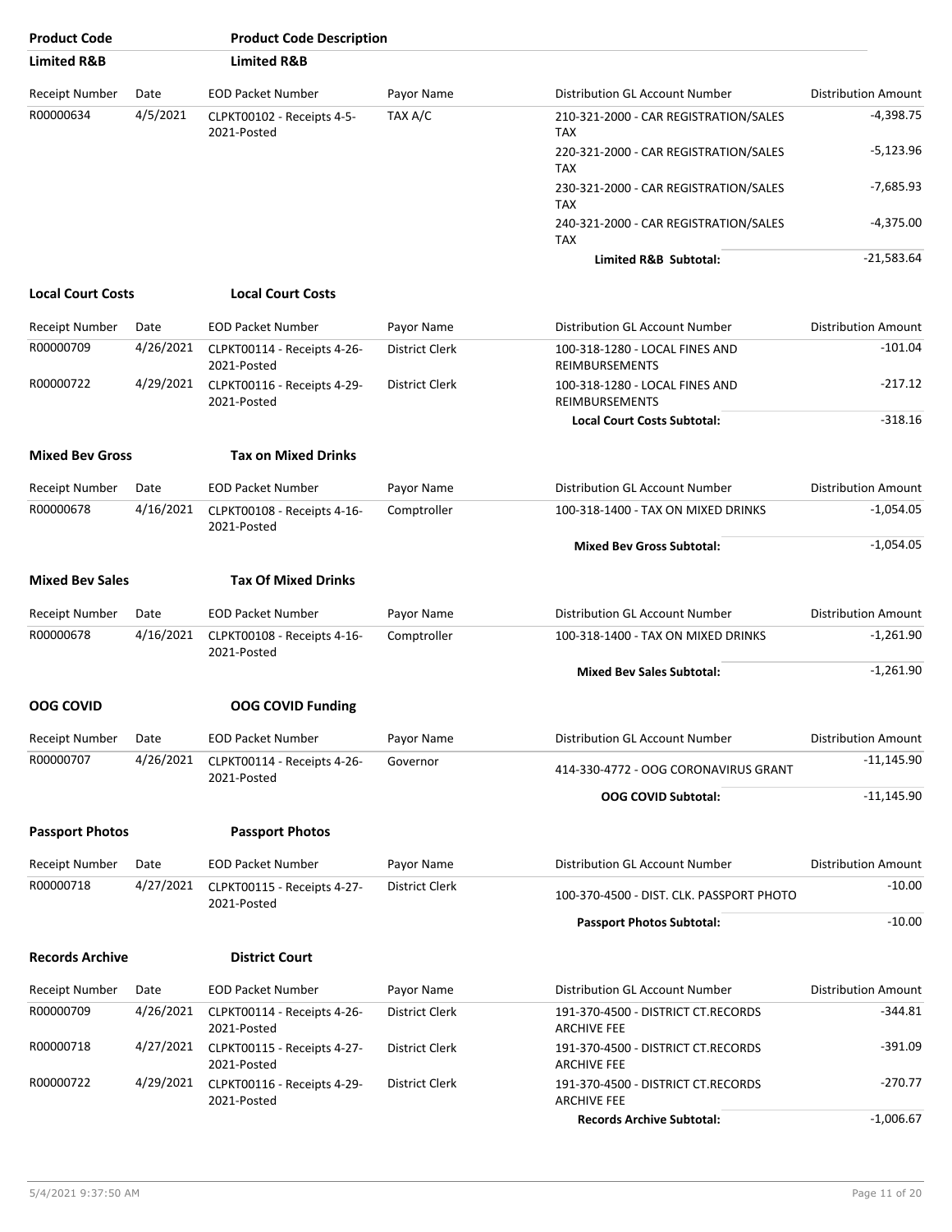| Product Code | Product Code Description | | | | |
|---|---|---|---|---|---|
| **Limited R&B** | **Limited R&B** | | | | |

| Receipt Number | Date | EOD Packet Number | Payor Name | Distribution GL Account Number | Distribution Amount |
|---|---|---|---|---|---|
| R00000634 | 4/5/2021 | CLPKT00102 - Receipts 4-5-2021-Posted | TAX A/C | 210-321-2000 - CAR REGISTRATION/SALES TAX | -4,398.75 |
| | | | | 220-321-2000 - CAR REGISTRATION/SALES TAX | -5,123.96 |
| | | | | 230-321-2000 - CAR REGISTRATION/SALES TAX | -7,685.93 |
| | | | | 240-321-2000 - CAR REGISTRATION/SALES TAX | -4,375.00 |
| | | | | **Limited R&B Subtotal:** | -21,583.64 |

**Local Court Costs** **Local Court Costs**

| Receipt Number | Date | EOD Packet Number | Payor Name | Distribution GL Account Number | Distribution Amount |
|---|---|---|---|---|---|
| R00000709 | 4/26/2021 | CLPKT00114 - Receipts 4-26-2021-Posted | District Clerk | 100-318-1280 - LOCAL FINES AND REIMBURSEMENTS | -101.04 |
| R00000722 | 4/29/2021 | CLPKT00116 - Receipts 4-29-2021-Posted | District Clerk | 100-318-1280 - LOCAL FINES AND REIMBURSEMENTS | -217.12 |
| | | | | **Local Court Costs Subtotal:** | -318.16 |

**Mixed Bev Gross** **Tax on Mixed Drinks**

| Receipt Number | Date | EOD Packet Number | Payor Name | Distribution GL Account Number | Distribution Amount |
|---|---|---|---|---|---|
| R00000678 | 4/16/2021 | CLPKT00108 - Receipts 4-16-2021-Posted | Comptroller | 100-318-1400 - TAX ON MIXED DRINKS | -1,054.05 |
| | | | | **Mixed Bev Gross Subtotal:** | -1,054.05 |

**Mixed Bev Sales** **Tax Of Mixed Drinks**

| Receipt Number | Date | EOD Packet Number | Payor Name | Distribution GL Account Number | Distribution Amount |
|---|---|---|---|---|---|
| R00000678 | 4/16/2021 | CLPKT00108 - Receipts 4-16-2021-Posted | Comptroller | 100-318-1400 - TAX ON MIXED DRINKS | -1,261.90 |
| | | | | **Mixed Bev Sales Subtotal:** | -1,261.90 |

**OOG COVID** **OOG COVID Funding**

| Receipt Number | Date | EOD Packet Number | Payor Name | Distribution GL Account Number | Distribution Amount |
|---|---|---|---|---|---|
| R00000707 | 4/26/2021 | CLPKT00114 - Receipts 4-26-2021-Posted | Governor | 414-330-4772 - OOG CORONAVIRUS GRANT | -11,145.90 |
| | | | | **OOG COVID Subtotal:** | -11,145.90 |

**Passport Photos** **Passport Photos**

| Receipt Number | Date | EOD Packet Number | Payor Name | Distribution GL Account Number | Distribution Amount |
|---|---|---|---|---|---|
| R00000718 | 4/27/2021 | CLPKT00115 - Receipts 4-27-2021-Posted | District Clerk | 100-370-4500 - DIST. CLK. PASSPORT PHOTO | -10.00 |
| | | | | **Passport Photos Subtotal:** | -10.00 |

**Records Archive** **District Court**

| Receipt Number | Date | EOD Packet Number | Payor Name | Distribution GL Account Number | Distribution Amount |
|---|---|---|---|---|---|
| R00000709 | 4/26/2021 | CLPKT00114 - Receipts 4-26-2021-Posted | District Clerk | 191-370-4500 - DISTRICT CT.RECORDS ARCHIVE FEE | -344.81 |
| R00000718 | 4/27/2021 | CLPKT00115 - Receipts 4-27-2021-Posted | District Clerk | 191-370-4500 - DISTRICT CT.RECORDS ARCHIVE FEE | -391.09 |
| R00000722 | 4/29/2021 | CLPKT00116 - Receipts 4-29-2021-Posted | District Clerk | 191-370-4500 - DISTRICT CT.RECORDS ARCHIVE FEE | -270.77 |
| | | | | **Records Archive Subtotal:** | -1,006.67 |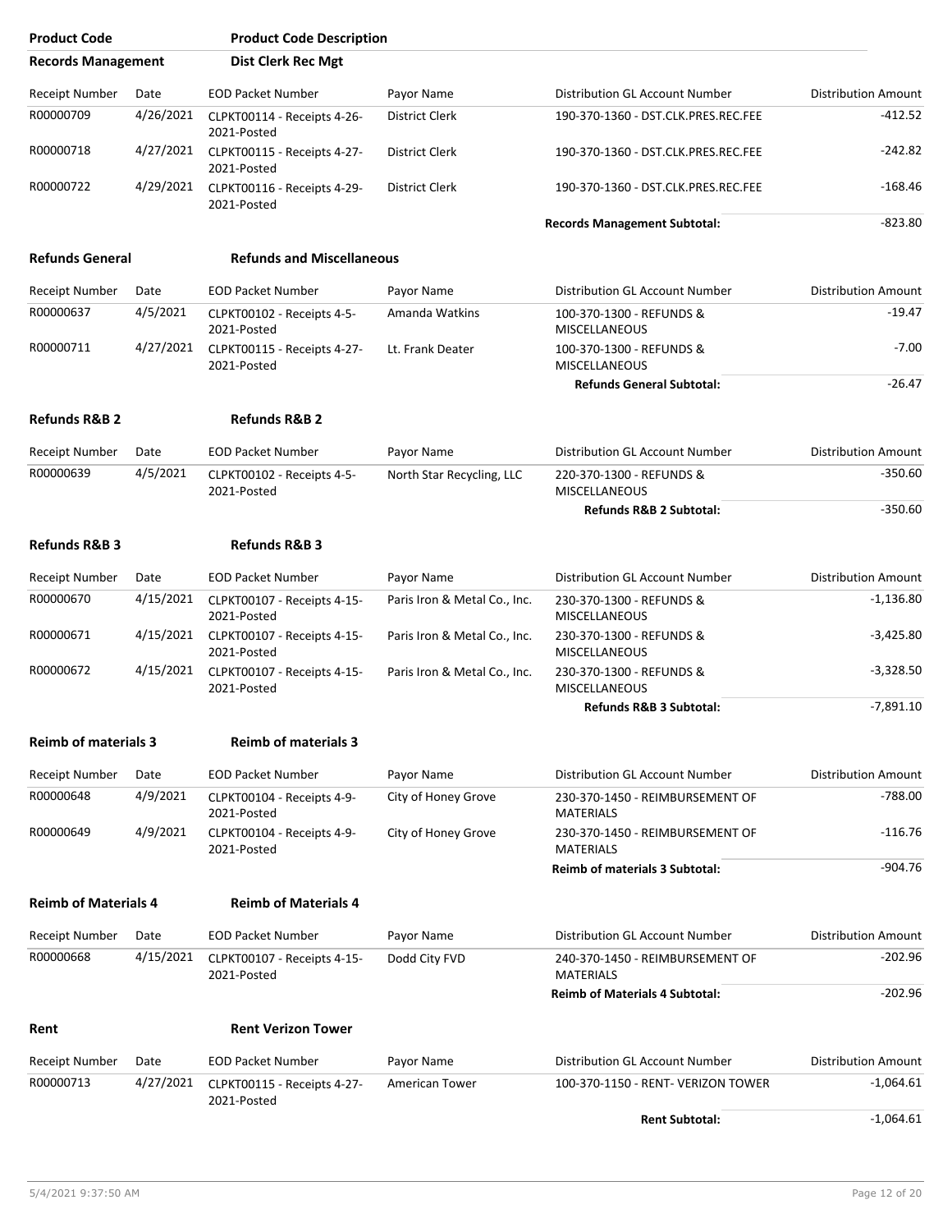| Product Code | Product Code Description |
|---|---|
| **Records Management** | **Dist Clerk Rec Mgt** |

| Receipt Number | Date | EOD Packet Number | Payor Name | Distribution GL Account Number | Distribution Amount |
|---|---|---|---|---|---|
| R00000709 | 4/26/2021 | CLPKT00114 - Receipts 4-26-2021-Posted | District Clerk | 190-370-1360 - DST.CLK.PRES.REC.FEE | -412.52 |
| R00000718 | 4/27/2021 | CLPKT00115 - Receipts 4-27-2021-Posted | District Clerk | 190-370-1360 - DST.CLK.PRES.REC.FEE | -242.82 |
| R00000722 | 4/29/2021 | CLPKT00116 - Receipts 4-29-2021-Posted | District Clerk | 190-370-1360 - DST.CLK.PRES.REC.FEE | -168.46 |
| | | | | **Records Management Subtotal:** | -823.80 |

**Refunds General** — **Refunds and Miscellaneous**

| Receipt Number | Date | EOD Packet Number | Payor Name | Distribution GL Account Number | Distribution Amount |
|---|---|---|---|---|---|
| R00000637 | 4/5/2021 | CLPKT00102 - Receipts 4-5-2021-Posted | Amanda Watkins | 100-370-1300 - REFUNDS & MISCELLANEOUS | -19.47 |
| R00000711 | 4/27/2021 | CLPKT00115 - Receipts 4-27-2021-Posted | Lt. Frank Deater | 100-370-1300 - REFUNDS & MISCELLANEOUS | -7.00 |
| | | | | **Refunds General Subtotal:** | -26.47 |

**Refunds R&B 2** — **Refunds R&B 2**

| Receipt Number | Date | EOD Packet Number | Payor Name | Distribution GL Account Number | Distribution Amount |
|---|---|---|---|---|---|
| R00000639 | 4/5/2021 | CLPKT00102 - Receipts 4-5-2021-Posted | North Star Recycling, LLC | 220-370-1300 - REFUNDS & MISCELLANEOUS | -350.60 |
| | | | | **Refunds R&B 2 Subtotal:** | -350.60 |

**Refunds R&B 3** — **Refunds R&B 3**

| Receipt Number | Date | EOD Packet Number | Payor Name | Distribution GL Account Number | Distribution Amount |
|---|---|---|---|---|---|
| R00000670 | 4/15/2021 | CLPKT00107 - Receipts 4-15-2021-Posted | Paris Iron & Metal Co., Inc. | 230-370-1300 - REFUNDS & MISCELLANEOUS | -1,136.80 |
| R00000671 | 4/15/2021 | CLPKT00107 - Receipts 4-15-2021-Posted | Paris Iron & Metal Co., Inc. | 230-370-1300 - REFUNDS & MISCELLANEOUS | -3,425.80 |
| R00000672 | 4/15/2021 | CLPKT00107 - Receipts 4-15-2021-Posted | Paris Iron & Metal Co., Inc. | 230-370-1300 - REFUNDS & MISCELLANEOUS | -3,328.50 |
| | | | | **Refunds R&B 3 Subtotal:** | -7,891.10 |

**Reimb of materials 3** — **Reimb of materials 3**

| Receipt Number | Date | EOD Packet Number | Payor Name | Distribution GL Account Number | Distribution Amount |
|---|---|---|---|---|---|
| R00000648 | 4/9/2021 | CLPKT00104 - Receipts 4-9-2021-Posted | City of Honey Grove | 230-370-1450 - REIMBURSEMENT OF MATERIALS | -788.00 |
| R00000649 | 4/9/2021 | CLPKT00104 - Receipts 4-9-2021-Posted | City of Honey Grove | 230-370-1450 - REIMBURSEMENT OF MATERIALS | -116.76 |
| | | | | **Reimb of materials 3 Subtotal:** | -904.76 |

**Reimb of Materials 4** — **Reimb of Materials 4**

| Receipt Number | Date | EOD Packet Number | Payor Name | Distribution GL Account Number | Distribution Amount |
|---|---|---|---|---|---|
| R00000668 | 4/15/2021 | CLPKT00107 - Receipts 4-15-2021-Posted | Dodd City FVD | 240-370-1450 - REIMBURSEMENT OF MATERIALS | -202.96 |
| | | | | **Reimb of Materials 4 Subtotal:** | -202.96 |

**Rent** — **Rent Verizon Tower**

| Receipt Number | Date | EOD Packet Number | Payor Name | Distribution GL Account Number | Distribution Amount |
|---|---|---|---|---|---|
| R00000713 | 4/27/2021 | CLPKT00115 - Receipts 4-27-2021-Posted | American Tower | 100-370-1150 - RENT- VERIZON TOWER | -1,064.61 |
| | | | | **Rent Subtotal:** | -1,064.61 |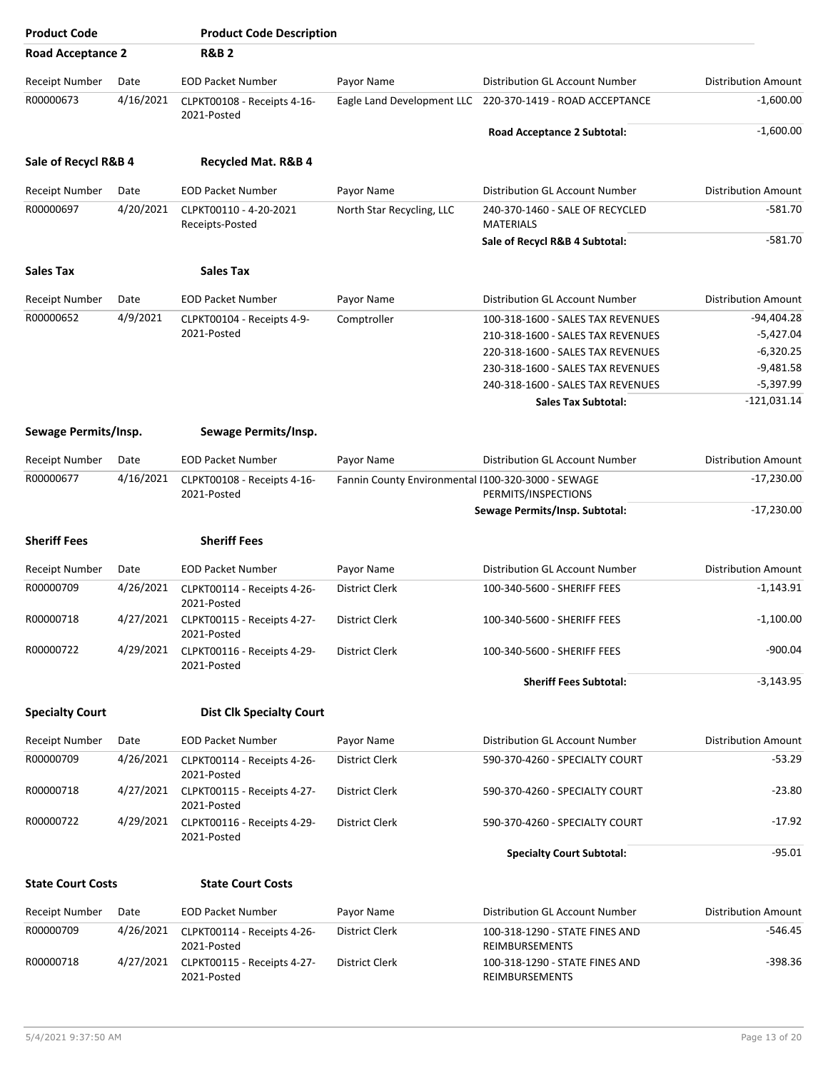| Product Code | Product Code Description | | | | |
|---|---|---|---|---|---|
| **Road Acceptance 2** | **R&B 2** | | | | |
| Receipt Number | Date | EOD Packet Number | Payor Name | Distribution GL Account Number | Distribution Amount |
| R00000673 | 4/16/2021 | CLPKT00108 - Receipts 4-16-2021-Posted | Eagle Land Development LLC | 220-370-1419 - ROAD ACCEPTANCE | -1,600.00 |
| | | | | **Road Acceptance 2 Subtotal:** | -1,600.00 |

| Product Code | Product Code Description | | | | |
|---|---|---|---|---|---|
| **Sale of Recycl R&B 4** | **Recycled Mat. R&B 4** | | | | |
| Receipt Number | Date | EOD Packet Number | Payor Name | Distribution GL Account Number | Distribution Amount |
| R00000697 | 4/20/2021 | CLPKT00110 - 4-20-2021 Receipts-Posted | North Star Recycling, LLC | 240-370-1460 - SALE OF RECYCLED MATERIALS | -581.70 |
| | | | | **Sale of Recycl R&B 4 Subtotal:** | -581.70 |

| Product Code | Product Code Description | | | | |
|---|---|---|---|---|---|
| **Sales Tax** | **Sales Tax** | | | | |
| Receipt Number | Date | EOD Packet Number | Payor Name | Distribution GL Account Number | Distribution Amount |
| R00000652 | 4/9/2021 | CLPKT00104 - Receipts 4-9-2021-Posted | Comptroller | 100-318-1600 - SALES TAX REVENUES | -94,404.28 |
| | | | | 210-318-1600 - SALES TAX REVENUES | -5,427.04 |
| | | | | 220-318-1600 - SALES TAX REVENUES | -6,320.25 |
| | | | | 230-318-1600 - SALES TAX REVENUES | -9,481.58 |
| | | | | 240-318-1600 - SALES TAX REVENUES | -5,397.99 |
| | | | | **Sales Tax Subtotal:** | -121,031.14 |

| Product Code | Product Code Description | | | | |
|---|---|---|---|---|---|
| **Sewage Permits/Insp.** | **Sewage Permits/Insp.** | | | | |
| Receipt Number | Date | EOD Packet Number | Payor Name | Distribution GL Account Number | Distribution Amount |
| R00000677 | 4/16/2021 | CLPKT00108 - Receipts 4-16-2021-Posted | Fannin County Environmental I | 100-320-3000 - SEWAGE PERMITS/INSPECTIONS | -17,230.00 |
| | | | | **Sewage Permits/Insp. Subtotal:** | -17,230.00 |

| Product Code | Product Code Description | | | | |
|---|---|---|---|---|---|
| **Sheriff Fees** | **Sheriff Fees** | | | | |
| Receipt Number | Date | EOD Packet Number | Payor Name | Distribution GL Account Number | Distribution Amount |
| R00000709 | 4/26/2021 | CLPKT00114 - Receipts 4-26-2021-Posted | District Clerk | 100-340-5600 - SHERIFF FEES | -1,143.91 |
| R00000718 | 4/27/2021 | CLPKT00115 - Receipts 4-27-2021-Posted | District Clerk | 100-340-5600 - SHERIFF FEES | -1,100.00 |
| R00000722 | 4/29/2021 | CLPKT00116 - Receipts 4-29-2021-Posted | District Clerk | 100-340-5600 - SHERIFF FEES | -900.04 |
| | | | | **Sheriff Fees Subtotal:** | -3,143.95 |

| Product Code | Product Code Description | | | | |
|---|---|---|---|---|---|
| **Specialty Court** | **Dist Clk Specialty Court** | | | | |
| Receipt Number | Date | EOD Packet Number | Payor Name | Distribution GL Account Number | Distribution Amount |
| R00000709 | 4/26/2021 | CLPKT00114 - Receipts 4-26-2021-Posted | District Clerk | 590-370-4260 - SPECIALTY COURT | -53.29 |
| R00000718 | 4/27/2021 | CLPKT00115 - Receipts 4-27-2021-Posted | District Clerk | 590-370-4260 - SPECIALTY COURT | -23.80 |
| R00000722 | 4/29/2021 | CLPKT00116 - Receipts 4-29-2021-Posted | District Clerk | 590-370-4260 - SPECIALTY COURT | -17.92 |
| | | | | **Specialty Court Subtotal:** | -95.01 |

| Product Code | Product Code Description | | | | |
|---|---|---|---|---|---|
| **State Court Costs** | **State Court Costs** | | | | |
| Receipt Number | Date | EOD Packet Number | Payor Name | Distribution GL Account Number | Distribution Amount |
| R00000709 | 4/26/2021 | CLPKT00114 - Receipts 4-26-2021-Posted | District Clerk | 100-318-1290 - STATE FINES AND REIMBURSEMENTS | -546.45 |
| R00000718 | 4/27/2021 | CLPKT00115 - Receipts 4-27-2021-Posted | District Clerk | 100-318-1290 - STATE FINES AND REIMBURSEMENTS | -398.36 |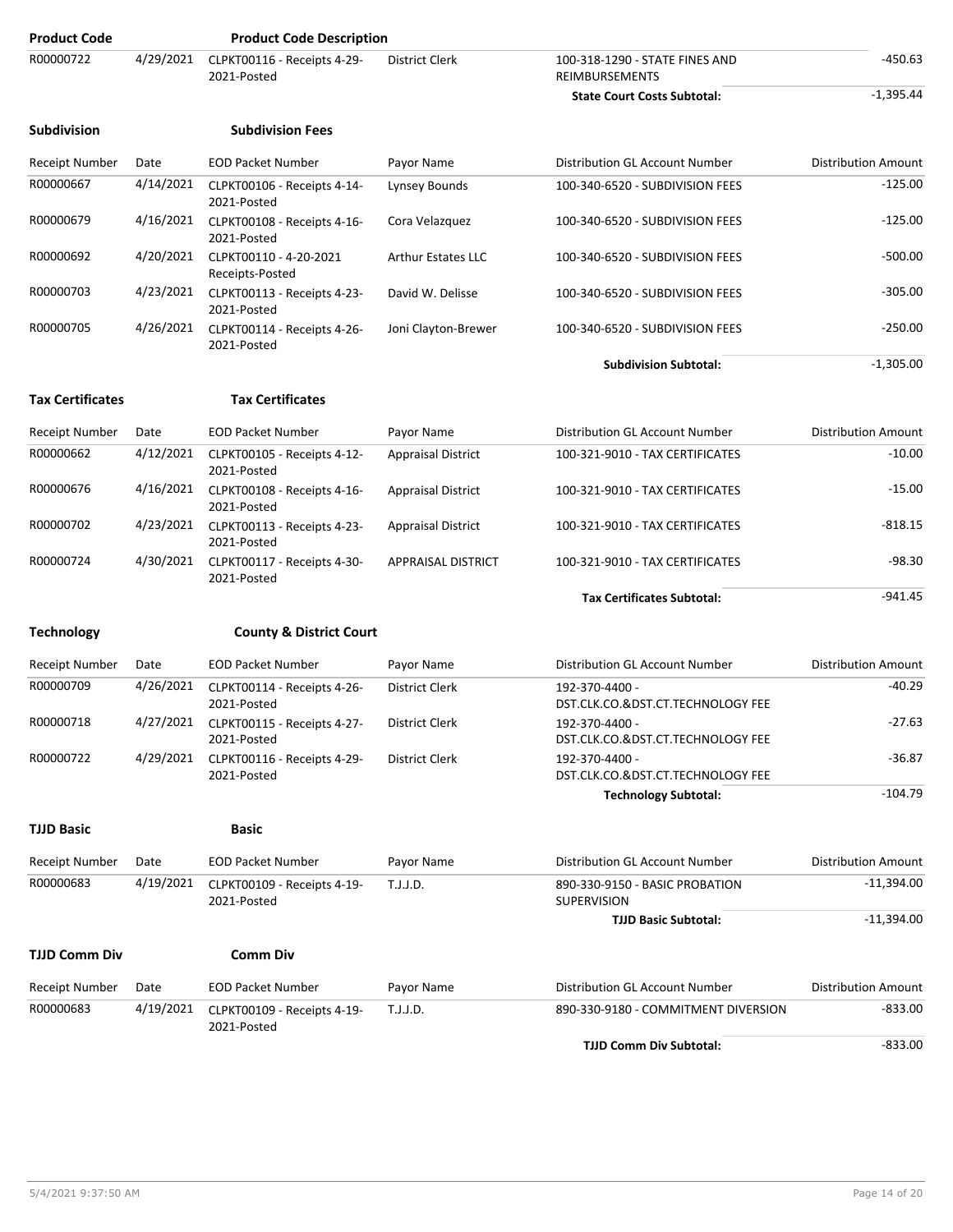| Product Code | | Product Code Description | | | |
|---|---|---|---|---|---|
| R00000722 | 4/29/2021 | CLPKT00116 - Receipts 4-29-2021-Posted | District Clerk | 100-318-1290 - STATE FINES AND REIMBURSEMENTS | -450.63 |
| | | | | **State Court Costs Subtotal:** | -1,395.44 |

**Subdivision** **Subdivision Fees**

| Receipt Number | Date | EOD Packet Number | Payor Name | Distribution GL Account Number | Distribution Amount |
|---|---|---|---|---|---|
| R00000667 | 4/14/2021 | CLPKT00106 - Receipts 4-14-2021-Posted | Lynsey Bounds | 100-340-6520 - SUBDIVISION FEES | -125.00 |
| R00000679 | 4/16/2021 | CLPKT00108 - Receipts 4-16-2021-Posted | Cora Velazquez | 100-340-6520 - SUBDIVISION FEES | -125.00 |
| R00000692 | 4/20/2021 | CLPKT00110 - 4-20-2021 Receipts-Posted | Arthur Estates LLC | 100-340-6520 - SUBDIVISION FEES | -500.00 |
| R00000703 | 4/23/2021 | CLPKT00113 - Receipts 4-23-2021-Posted | David W. Delisse | 100-340-6520 - SUBDIVISION FEES | -305.00 |
| R00000705 | 4/26/2021 | CLPKT00114 - Receipts 4-26-2021-Posted | Joni Clayton-Brewer | 100-340-6520 - SUBDIVISION FEES | -250.00 |
| | | | | **Subdivision Subtotal:** | -1,305.00 |

**Tax Certificates** **Tax Certificates**

| Receipt Number | Date | EOD Packet Number | Payor Name | Distribution GL Account Number | Distribution Amount |
|---|---|---|---|---|---|
| R00000662 | 4/12/2021 | CLPKT00105 - Receipts 4-12-2021-Posted | Appraisal District | 100-321-9010 - TAX CERTIFICATES | -10.00 |
| R00000676 | 4/16/2021 | CLPKT00108 - Receipts 4-16-2021-Posted | Appraisal District | 100-321-9010 - TAX CERTIFICATES | -15.00 |
| R00000702 | 4/23/2021 | CLPKT00113 - Receipts 4-23-2021-Posted | Appraisal District | 100-321-9010 - TAX CERTIFICATES | -818.15 |
| R00000724 | 4/30/2021 | CLPKT00117 - Receipts 4-30-2021-Posted | APPRAISAL DISTRICT | 100-321-9010 - TAX CERTIFICATES | -98.30 |
| | | | | **Tax Certificates Subtotal:** | -941.45 |

**Technology** **County & District Court**

| Receipt Number | Date | EOD Packet Number | Payor Name | Distribution GL Account Number | Distribution Amount |
|---|---|---|---|---|---|
| R00000709 | 4/26/2021 | CLPKT00114 - Receipts 4-26-2021-Posted | District Clerk | 192-370-4400 - DST.CLK.CO.&DST.CT.TECHNOLOGY FEE | -40.29 |
| R00000718 | 4/27/2021 | CLPKT00115 - Receipts 4-27-2021-Posted | District Clerk | 192-370-4400 - DST.CLK.CO.&DST.CT.TECHNOLOGY FEE | -27.63 |
| R00000722 | 4/29/2021 | CLPKT00116 - Receipts 4-29-2021-Posted | District Clerk | 192-370-4400 - DST.CLK.CO.&DST.CT.TECHNOLOGY FEE | -36.87 |
| | | | | **Technology Subtotal:** | -104.79 |

**TJJD Basic** **Basic**

| Receipt Number | Date | EOD Packet Number | Payor Name | Distribution GL Account Number | Distribution Amount |
|---|---|---|---|---|---|
| R00000683 | 4/19/2021 | CLPKT00109 - Receipts 4-19-2021-Posted | T.J.J.D. | 890-330-9150 - BASIC PROBATION SUPERVISION | -11,394.00 |
| | | | | **TJJD Basic Subtotal:** | -11,394.00 |

**TJJD Comm Div** **Comm Div**

| Receipt Number | Date | EOD Packet Number | Payor Name | Distribution GL Account Number | Distribution Amount |
|---|---|---|---|---|---|
| R00000683 | 4/19/2021 | CLPKT00109 - Receipts 4-19-2021-Posted | T.J.J.D. | 890-330-9180 - COMMITMENT DIVERSION | -833.00 |
| | | | | **TJJD Comm Div Subtotal:** | -833.00 |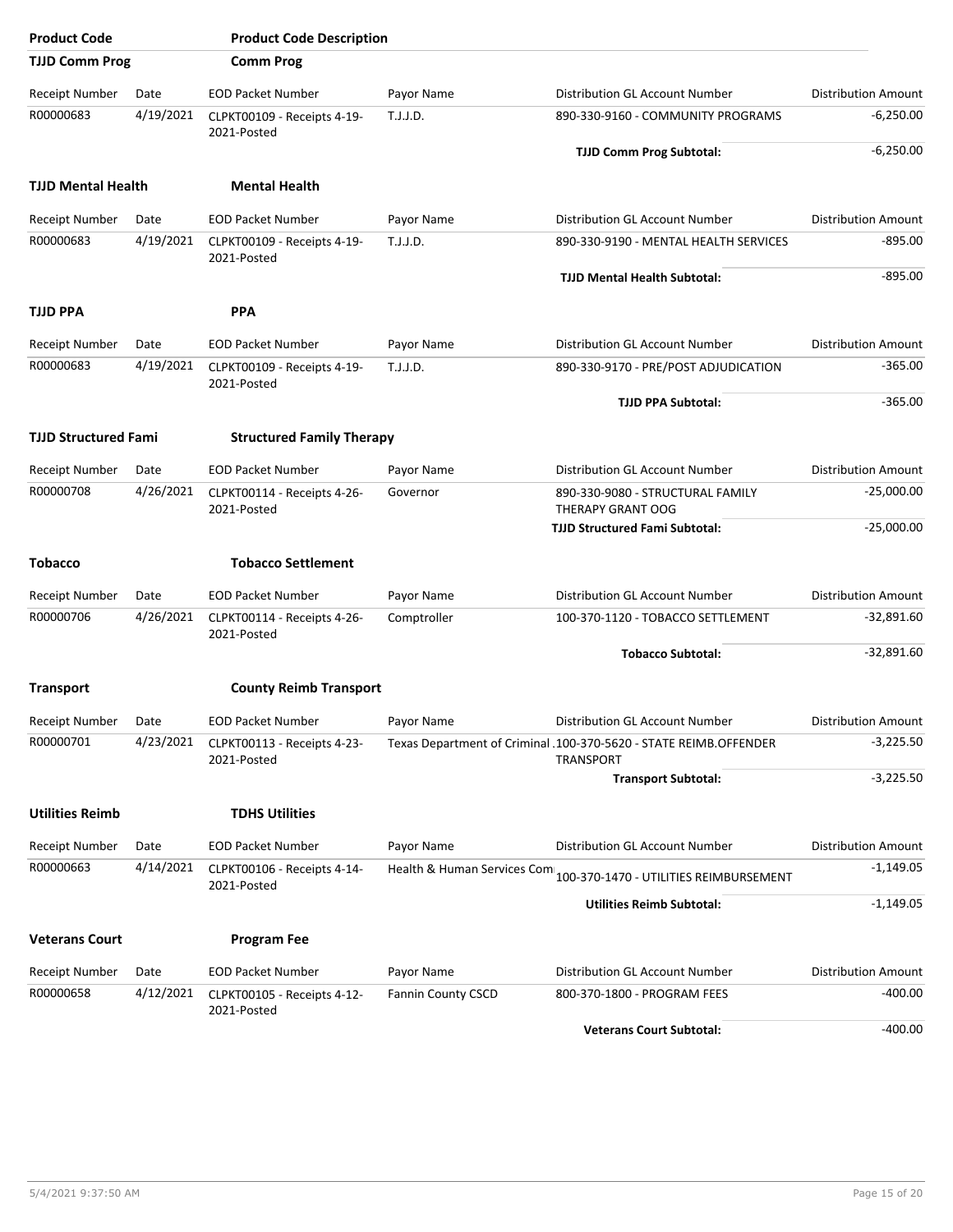| Product Code | Product Code Description |
|---|---|
| **TJJD Comm Prog** | **Comm Prog** |

| Receipt Number | Date | EOD Packet Number | Payor Name | Distribution GL Account Number | Distribution Amount |
|---|---|---|---|---|---|
| R00000683 | 4/19/2021 | CLPKT00109 - Receipts 4-19-2021-Posted | T.J.J.D. | 890-330-9160 - COMMUNITY PROGRAMS | -6,250.00 |
| | | | | **TJJD Comm Prog Subtotal:** | -6,250.00 |

**TJJD Mental Health** **Mental Health**

| Receipt Number | Date | EOD Packet Number | Payor Name | Distribution GL Account Number | Distribution Amount |
|---|---|---|---|---|---|
| R00000683 | 4/19/2021 | CLPKT00109 - Receipts 4-19-2021-Posted | T.J.J.D. | 890-330-9190 - MENTAL HEALTH SERVICES | -895.00 |
| | | | | **TJJD Mental Health Subtotal:** | -895.00 |

**TJJD PPA** **PPA**

| Receipt Number | Date | EOD Packet Number | Payor Name | Distribution GL Account Number | Distribution Amount |
|---|---|---|---|---|---|
| R00000683 | 4/19/2021 | CLPKT00109 - Receipts 4-19-2021-Posted | T.J.J.D. | 890-330-9170 - PRE/POST ADJUDICATION | -365.00 |
| | | | | **TJJD PPA Subtotal:** | -365.00 |

**TJJD Structured Fami** **Structured Family Therapy**

| Receipt Number | Date | EOD Packet Number | Payor Name | Distribution GL Account Number | Distribution Amount |
|---|---|---|---|---|---|
| R00000708 | 4/26/2021 | CLPKT00114 - Receipts 4-26-2021-Posted | Governor | 890-330-9080 - STRUCTURAL FAMILY THERAPY GRANT OOG | -25,000.00 |
| | | | | **TJJD Structured Fami Subtotal:** | -25,000.00 |

**Tobacco** **Tobacco Settlement**

| Receipt Number | Date | EOD Packet Number | Payor Name | Distribution GL Account Number | Distribution Amount |
|---|---|---|---|---|---|
| R00000706 | 4/26/2021 | CLPKT00114 - Receipts 4-26-2021-Posted | Comptroller | 100-370-1120 - TOBACCO SETTLEMENT | -32,891.60 |
| | | | | **Tobacco Subtotal:** | -32,891.60 |

**Transport** **County Reimb Transport**

| Receipt Number | Date | EOD Packet Number | Payor Name | Distribution GL Account Number | Distribution Amount |
|---|---|---|---|---|---|
| R00000701 | 4/23/2021 | CLPKT00113 - Receipts 4-23-2021-Posted | Texas Department of Criminal . | 100-370-5620 - STATE REIMB.OFFENDER TRANSPORT | -3,225.50 |
| | | | | **Transport Subtotal:** | -3,225.50 |

**Utilities Reimb** **TDHS Utilities**

| Receipt Number | Date | EOD Packet Number | Payor Name | Distribution GL Account Number | Distribution Amount |
|---|---|---|---|---|---|
| R00000663 | 4/14/2021 | CLPKT00106 - Receipts 4-14-2021-Posted | Health & Human Services Com | 100-370-1470 - UTILITIES REIMBURSEMENT | -1,149.05 |
| | | | | **Utilities Reimb Subtotal:** | -1,149.05 |

**Veterans Court** **Program Fee**

| Receipt Number | Date | EOD Packet Number | Payor Name | Distribution GL Account Number | Distribution Amount |
|---|---|---|---|---|---|
| R00000658 | 4/12/2021 | CLPKT00105 - Receipts 4-12-2021-Posted | Fannin County CSCD | 800-370-1800 - PROGRAM FEES | -400.00 |
| | | | | **Veterans Court Subtotal:** | -400.00 |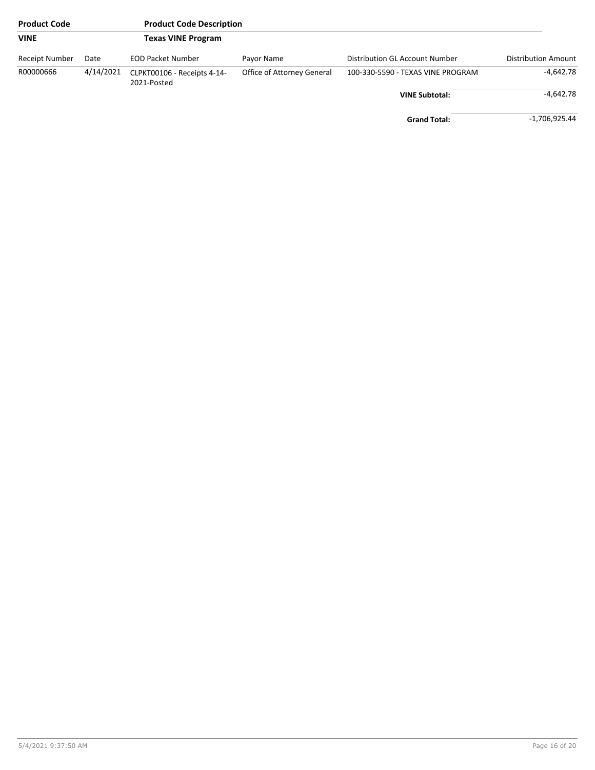| Product Code | | Product Code Description | | | |
|---|---|---|---|---|---|
| **VINE** | | **Texas VINE Program** | | | |
| Receipt Number | Date | EOD Packet Number | Payor Name | Distribution GL Account Number | Distribution Amount |
| R00000666 | 4/14/2021 | CLPKT00106 - Receipts 4-14-2021-Posted | Office of Attorney General | 100-330-5590 - TEXAS VINE PROGRAM | -4,642.78 |
| | | | | **VINE Subtotal:** | -4,642.78 |
| | | | | **Grand Total:** | -1,706,925.44 |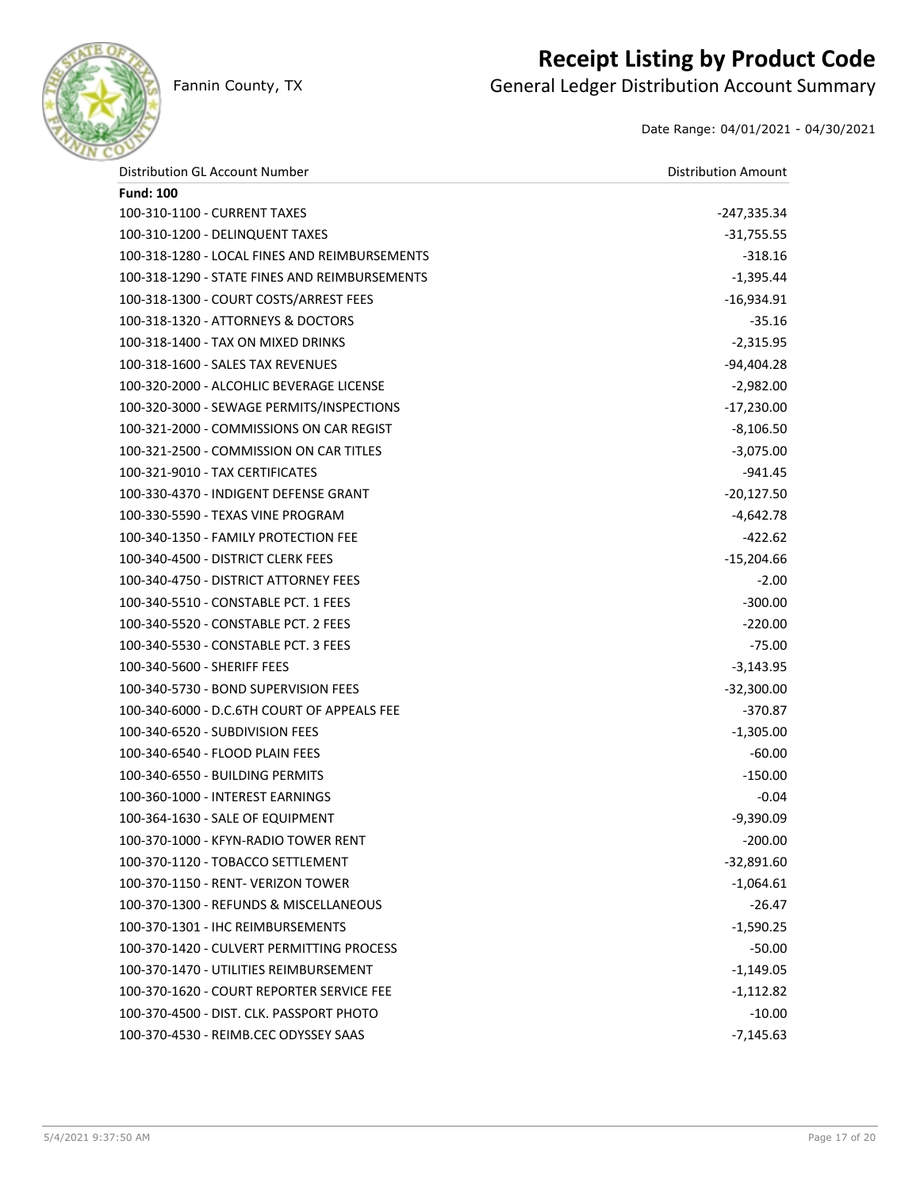# Receipt Listing by Product Code

Fannin County, TX

## General Ledger Distribution Account Summary

Date Range: 04/01/2021 - 04/30/2021

| Distribution GL Account Number | Distribution Amount |
|---|---|
| **Fund: 100** | |
| 100-310-1100 - CURRENT TAXES | -247,335.34 |
| 100-310-1200 - DELINQUENT TAXES | -31,755.55 |
| 100-318-1280 - LOCAL FINES AND REIMBURSEMENTS | -318.16 |
| 100-318-1290 - STATE FINES AND REIMBURSEMENTS | -1,395.44 |
| 100-318-1300 - COURT COSTS/ARREST FEES | -16,934.91 |
| 100-318-1320 - ATTORNEYS & DOCTORS | -35.16 |
| 100-318-1400 - TAX ON MIXED DRINKS | -2,315.95 |
| 100-318-1600 - SALES TAX REVENUES | -94,404.28 |
| 100-320-2000 - ALCOHLIC BEVERAGE LICENSE | -2,982.00 |
| 100-320-3000 - SEWAGE PERMITS/INSPECTIONS | -17,230.00 |
| 100-321-2000 - COMMISSIONS ON CAR REGIST | -8,106.50 |
| 100-321-2500 - COMMISSION ON CAR TITLES | -3,075.00 |
| 100-321-9010 - TAX CERTIFICATES | -941.45 |
| 100-330-4370 - INDIGENT DEFENSE GRANT | -20,127.50 |
| 100-330-5590 - TEXAS VINE PROGRAM | -4,642.78 |
| 100-340-1350 - FAMILY PROTECTION FEE | -422.62 |
| 100-340-4500 - DISTRICT CLERK FEES | -15,204.66 |
| 100-340-4750 - DISTRICT ATTORNEY FEES | -2.00 |
| 100-340-5510 - CONSTABLE PCT. 1 FEES | -300.00 |
| 100-340-5520 - CONSTABLE PCT. 2 FEES | -220.00 |
| 100-340-5530 - CONSTABLE PCT. 3 FEES | -75.00 |
| 100-340-5600 - SHERIFF FEES | -3,143.95 |
| 100-340-5730 - BOND SUPERVISION FEES | -32,300.00 |
| 100-340-6000 - D.C.6TH COURT OF APPEALS FEE | -370.87 |
| 100-340-6520 - SUBDIVISION FEES | -1,305.00 |
| 100-340-6540 - FLOOD PLAIN FEES | -60.00 |
| 100-340-6550 - BUILDING PERMITS | -150.00 |
| 100-360-1000 - INTEREST EARNINGS | -0.04 |
| 100-364-1630 - SALE OF EQUIPMENT | -9,390.09 |
| 100-370-1000 - KFYN-RADIO TOWER RENT | -200.00 |
| 100-370-1120 - TOBACCO SETTLEMENT | -32,891.60 |
| 100-370-1150 - RENT- VERIZON TOWER | -1,064.61 |
| 100-370-1300 - REFUNDS & MISCELLANEOUS | -26.47 |
| 100-370-1301 - IHC REIMBURSEMENTS | -1,590.25 |
| 100-370-1420 - CULVERT PERMITTING PROCESS | -50.00 |
| 100-370-1470 - UTILITIES REIMBURSEMENT | -1,149.05 |
| 100-370-1620 - COURT REPORTER SERVICE FEE | -1,112.82 |
| 100-370-4500 - DIST. CLK. PASSPORT PHOTO | -10.00 |
| 100-370-4530 - REIMB.CEC ODYSSEY SAAS | -7,145.63 |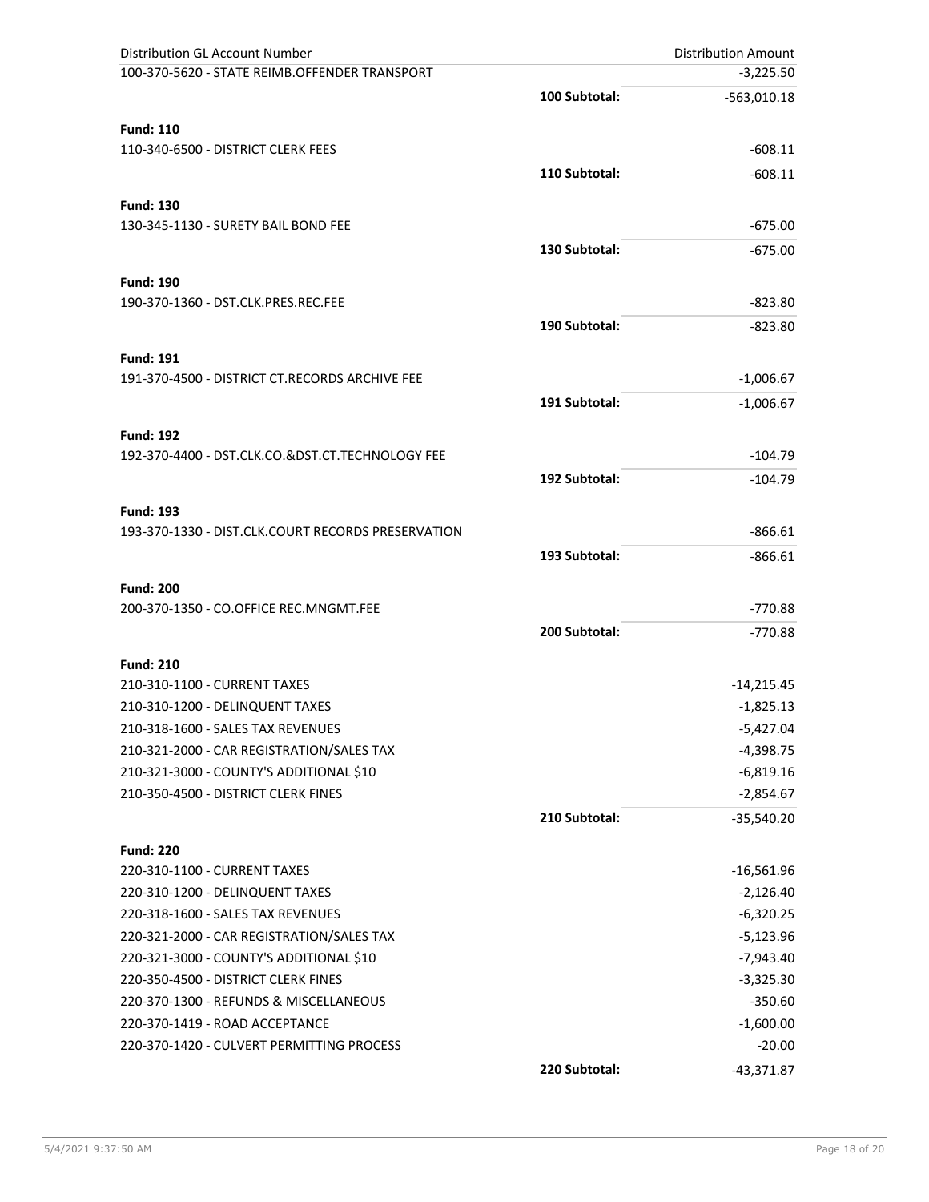| Distribution GL Account Number | | Distribution Amount |
|---|---|---|
| 100-370-5620 - STATE REIMB.OFFENDER TRANSPORT | | -3,225.50 |
| | **100 Subtotal:** | -563,010.18 |
| **Fund: 110** | | |
| 110-340-6500 - DISTRICT CLERK FEES | | -608.11 |
| | **110 Subtotal:** | -608.11 |
| **Fund: 130** | | |
| 130-345-1130 - SURETY BAIL BOND FEE | | -675.00 |
| | **130 Subtotal:** | -675.00 |
| **Fund: 190** | | |
| 190-370-1360 - DST.CLK.PRES.REC.FEE | | -823.80 |
| | **190 Subtotal:** | -823.80 |
| **Fund: 191** | | |
| 191-370-4500 - DISTRICT CT.RECORDS ARCHIVE FEE | | -1,006.67 |
| | **191 Subtotal:** | -1,006.67 |
| **Fund: 192** | | |
| 192-370-4400 - DST.CLK.CO.&DST.CT.TECHNOLOGY FEE | | -104.79 |
| | **192 Subtotal:** | -104.79 |
| **Fund: 193** | | |
| 193-370-1330 - DIST.CLK.COURT RECORDS PRESERVATION | | -866.61 |
| | **193 Subtotal:** | -866.61 |
| **Fund: 200** | | |
| 200-370-1350 - CO.OFFICE REC.MNGMT.FEE | | -770.88 |
| | **200 Subtotal:** | -770.88 |
| **Fund: 210** | | |
| 210-310-1100 - CURRENT TAXES | | -14,215.45 |
| 210-310-1200 - DELINQUENT TAXES | | -1,825.13 |
| 210-318-1600 - SALES TAX REVENUES | | -5,427.04 |
| 210-321-2000 - CAR REGISTRATION/SALES TAX | | -4,398.75 |
| 210-321-3000 - COUNTY'S ADDITIONAL $10 | | -6,819.16 |
| 210-350-4500 - DISTRICT CLERK FINES | | -2,854.67 |
| | **210 Subtotal:** | -35,540.20 |
| **Fund: 220** | | |
| 220-310-1100 - CURRENT TAXES | | -16,561.96 |
| 220-310-1200 - DELINQUENT TAXES | | -2,126.40 |
| 220-318-1600 - SALES TAX REVENUES | | -6,320.25 |
| 220-321-2000 - CAR REGISTRATION/SALES TAX | | -5,123.96 |
| 220-321-3000 - COUNTY'S ADDITIONAL $10 | | -7,943.40 |
| 220-350-4500 - DISTRICT CLERK FINES | | -3,325.30 |
| 220-370-1300 - REFUNDS & MISCELLANEOUS | | -350.60 |
| 220-370-1419 - ROAD ACCEPTANCE | | -1,600.00 |
| 220-370-1420 - CULVERT PERMITTING PROCESS | | -20.00 |
| | **220 Subtotal:** | -43,371.87 |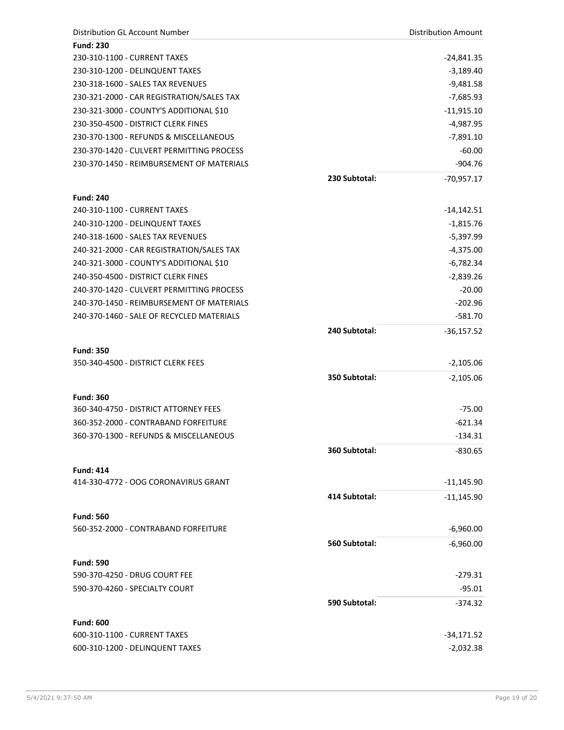| Distribution GL Account Number | | Distribution Amount |
|---|---|---|
| **Fund: 230** | | |
| 230-310-1100 - CURRENT TAXES | | -24,841.35 |
| 230-310-1200 - DELINQUENT TAXES | | -3,189.40 |
| 230-318-1600 - SALES TAX REVENUES | | -9,481.58 |
| 230-321-2000 - CAR REGISTRATION/SALES TAX | | -7,685.93 |
| 230-321-3000 - COUNTY'S ADDITIONAL $10 | | -11,915.10 |
| 230-350-4500 - DISTRICT CLERK FINES | | -4,987.95 |
| 230-370-1300 - REFUNDS & MISCELLANEOUS | | -7,891.10 |
| 230-370-1420 - CULVERT PERMITTING PROCESS | | -60.00 |
| 230-370-1450 - REIMBURSEMENT OF MATERIALS | | -904.76 |
| | **230 Subtotal:** | -70,957.17 |
| **Fund: 240** | | |
| 240-310-1100 - CURRENT TAXES | | -14,142.51 |
| 240-310-1200 - DELINQUENT TAXES | | -1,815.76 |
| 240-318-1600 - SALES TAX REVENUES | | -5,397.99 |
| 240-321-2000 - CAR REGISTRATION/SALES TAX | | -4,375.00 |
| 240-321-3000 - COUNTY'S ADDITIONAL $10 | | -6,782.34 |
| 240-350-4500 - DISTRICT CLERK FINES | | -2,839.26 |
| 240-370-1420 - CULVERT PERMITTING PROCESS | | -20.00 |
| 240-370-1450 - REIMBURSEMENT OF MATERIALS | | -202.96 |
| 240-370-1460 - SALE OF RECYCLED MATERIALS | | -581.70 |
| | **240 Subtotal:** | -36,157.52 |
| **Fund: 350** | | |
| 350-340-4500 - DISTRICT CLERK FEES | | -2,105.06 |
| | **350 Subtotal:** | -2,105.06 |
| **Fund: 360** | | |
| 360-340-4750 - DISTRICT ATTORNEY FEES | | -75.00 |
| 360-352-2000 - CONTRABAND FORFEITURE | | -621.34 |
| 360-370-1300 - REFUNDS & MISCELLANEOUS | | -134.31 |
| | **360 Subtotal:** | -830.65 |
| **Fund: 414** | | |
| 414-330-4772 - OOG CORONAVIRUS GRANT | | -11,145.90 |
| | **414 Subtotal:** | -11,145.90 |
| **Fund: 560** | | |
| 560-352-2000 - CONTRABAND FORFEITURE | | -6,960.00 |
| | **560 Subtotal:** | -6,960.00 |
| **Fund: 590** | | |
| 590-370-4250 - DRUG COURT FEE | | -279.31 |
| 590-370-4260 - SPECIALTY COURT | | -95.01 |
| | **590 Subtotal:** | -374.32 |
| **Fund: 600** | | |
| 600-310-1100 - CURRENT TAXES | | -34,171.52 |
| 600-310-1200 - DELINQUENT TAXES | | -2,032.38 |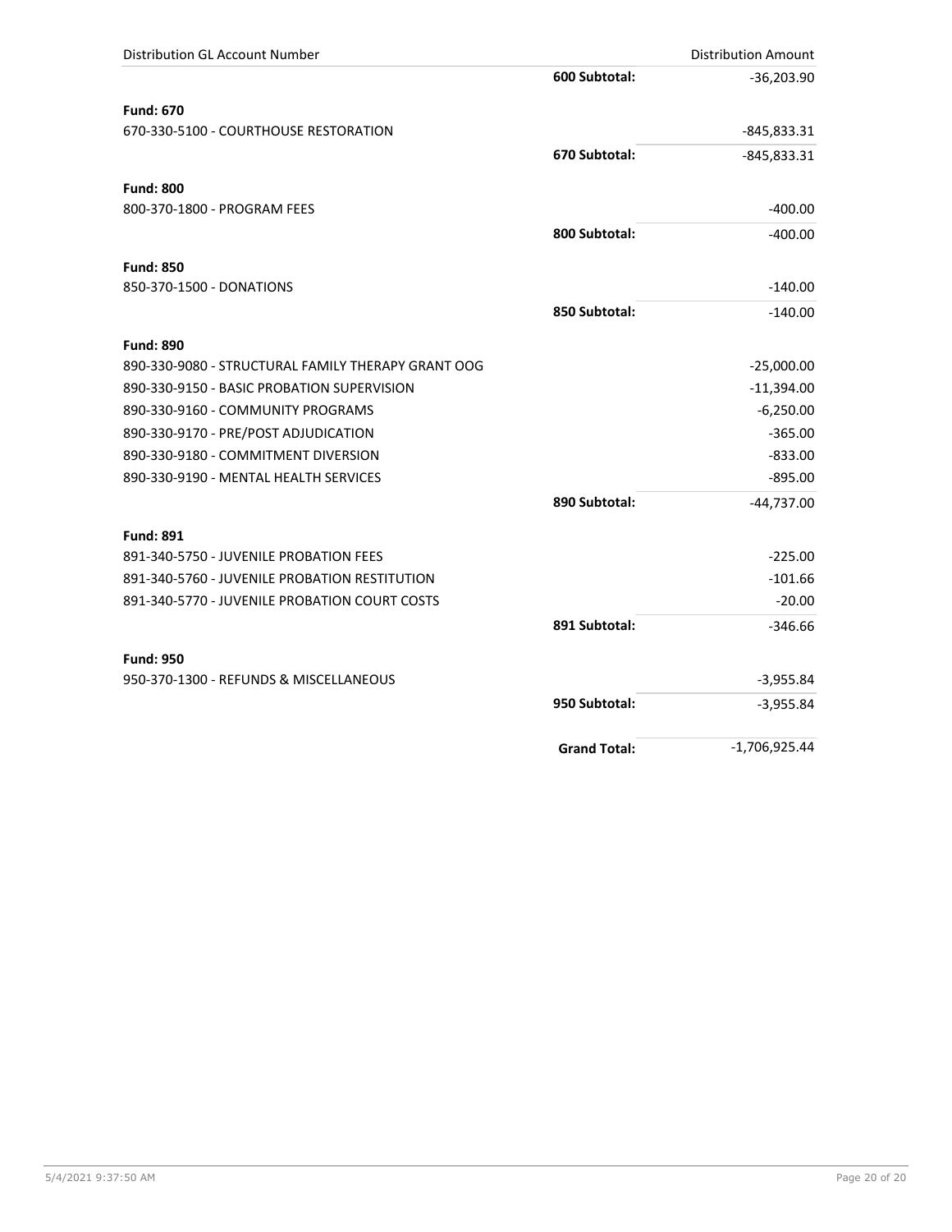| Distribution GL Account Number | | Distribution Amount |
|---|---|---|
| | **600 Subtotal:** | -36,203.90 |
| **Fund: 670** | | |
| 670-330-5100 - COURTHOUSE RESTORATION | | -845,833.31 |
| | **670 Subtotal:** | -845,833.31 |
| **Fund: 800** | | |
| 800-370-1800 - PROGRAM FEES | | -400.00 |
| | **800 Subtotal:** | -400.00 |
| **Fund: 850** | | |
| 850-370-1500 - DONATIONS | | -140.00 |
| | **850 Subtotal:** | -140.00 |
| **Fund: 890** | | |
| 890-330-9080 - STRUCTURAL FAMILY THERAPY GRANT OOG | | -25,000.00 |
| 890-330-9150 - BASIC PROBATION SUPERVISION | | -11,394.00 |
| 890-330-9160 - COMMUNITY PROGRAMS | | -6,250.00 |
| 890-330-9170 - PRE/POST ADJUDICATION | | -365.00 |
| 890-330-9180 - COMMITMENT DIVERSION | | -833.00 |
| 890-330-9190 - MENTAL HEALTH SERVICES | | -895.00 |
| | **890 Subtotal:** | -44,737.00 |
| **Fund: 891** | | |
| 891-340-5750 - JUVENILE PROBATION FEES | | -225.00 |
| 891-340-5760 - JUVENILE PROBATION RESTITUTION | | -101.66 |
| 891-340-5770 - JUVENILE PROBATION COURT COSTS | | -20.00 |
| | **891 Subtotal:** | -346.66 |
| **Fund: 950** | | |
| 950-370-1300 - REFUNDS & MISCELLANEOUS | | -3,955.84 |
| | **950 Subtotal:** | -3,955.84 |
| | **Grand Total:** | -1,706,925.44 |